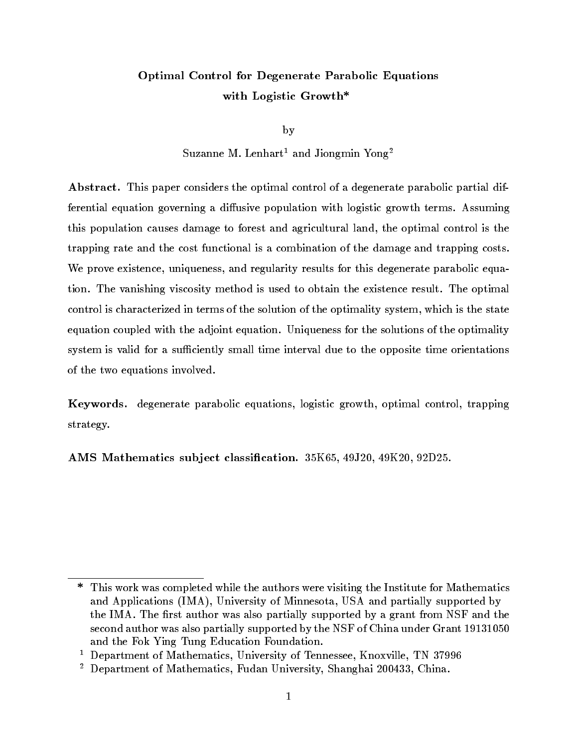# Optimal Control for Degenerate Parabolic Equations with Logistic Growth*

by

Suzanne M. Lenhart[1] and Jiongmin Yong[2]

**Abstract.** This paper considers the optimal control of a degenerate parabolic partial differential equation governing a diffusive population with logistic growth terms. Assuming this population causes damage to forest and agricultural land, the optimal control is the trapping rate and the cost functional is a combination of the damage and trapping costs. We prove existence, uniqueness, and regularity results for this degenerate parabolic equation. The vanishing viscosity method is used to obtain the existence result. The optimal control is characterized in terms of the solution of the optimality system, which is the state equation coupled with the adjoint equation. Uniqueness for the solutions of the optimality system is valid for a sufficiently small time interval due to the opposite time orientations of the two equations involved.

**Keywords.** degenerate parabolic equations, logistic growth, optimal control, trapping strategy.

**AMS Mathematics subject classification.** 35K65, 49J20, 49K20, 92D25.

---

\* This work was completed while the authors were visiting the Institute for Mathematics and Applications (IMA), University of Minnesota, USA and partially supported by the IMA. The first author was also partially supported by a grant from NSF and the second author was also partially supported by the NSF of China under Grant 19131050 and the Fok Ying Tung Education Foundation.

[1] Department of Mathematics, University of Tennessee, Knoxville, TN 37996

[2] Department of Mathematics, Fudan University, Shanghai 200433, China.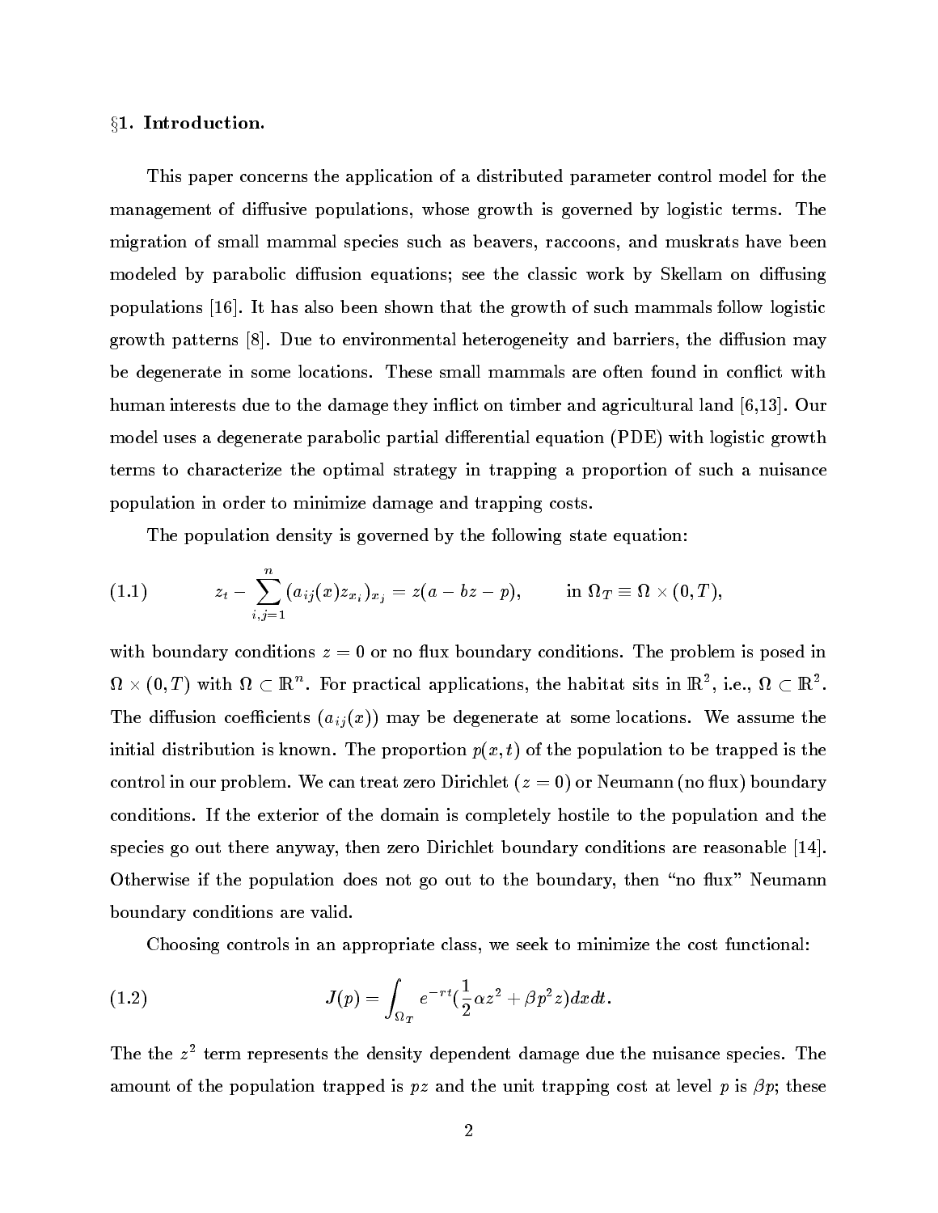## §1. Introduction.

This paper concerns the application of a distributed parameter control model for the management of diffusive populations, whose growth is governed by logistic terms. The migration of small mammal species such as beavers, raccoons, and muskrats have been modeled by parabolic diffusion equations; see the classic work by Skellam on diffusing populations [16]. It has also been shown that the growth of such mammals follow logistic growth patterns [8]. Due to environmental heterogeneity and barriers, the diffusion may be degenerate in some locations. These small mammals are often found in conflict with human interests due to the damage they inflict on timber and agricultural land [6,13]. Our model uses a degenerate parabolic partial differential equation (PDE) with logistic growth terms to characterize the optimal strategy in trapping a proportion of such a nuisance population in order to minimize damage and trapping costs.

The population density is governed by the following state equation:

$$z_t - \sum_{i,j=1}^{n} (a_{ij}(x) z_{x_i})_{x_j} = z(a - bz - p), \qquad \text{in } \Omega_T \equiv \Omega \times (0,T), \tag{1.1}$$

with boundary conditions $z = 0$ or no flux boundary conditions. The problem is posed in $\Omega \times (0,T)$ with $\Omega \subset \mathbb{R}^n$. For practical applications, the habitat sits in $\mathbb{R}^2$, i.e., $\Omega \subset \mathbb{R}^2$. The diffusion coefficients $(a_{ij}(x))$ may be degenerate at some locations. We assume the initial distribution is known. The proportion $p(x,t)$ of the population to be trapped is the control in our problem. We can treat zero Dirichlet ($z = 0$) or Neumann (no flux) boundary conditions. If the exterior of the domain is completely hostile to the population and the species go out there anyway, then zero Dirichlet boundary conditions are reasonable [14]. Otherwise if the population does not go out to the boundary, then "no flux" Neumann boundary conditions are valid.

Choosing controls in an appropriate class, we seek to minimize the cost functional:

$$J(p) = \int_{\Omega_T} e^{-rt} \left( \frac{1}{2} \alpha z^2 + \beta p^2 z \right) dx dt. \tag{1.2}$$

The the $z^2$ term represents the density dependent damage due the nuisance species. The amount of the population trapped is $pz$ and the unit trapping cost at level $p$ is $\beta p$; these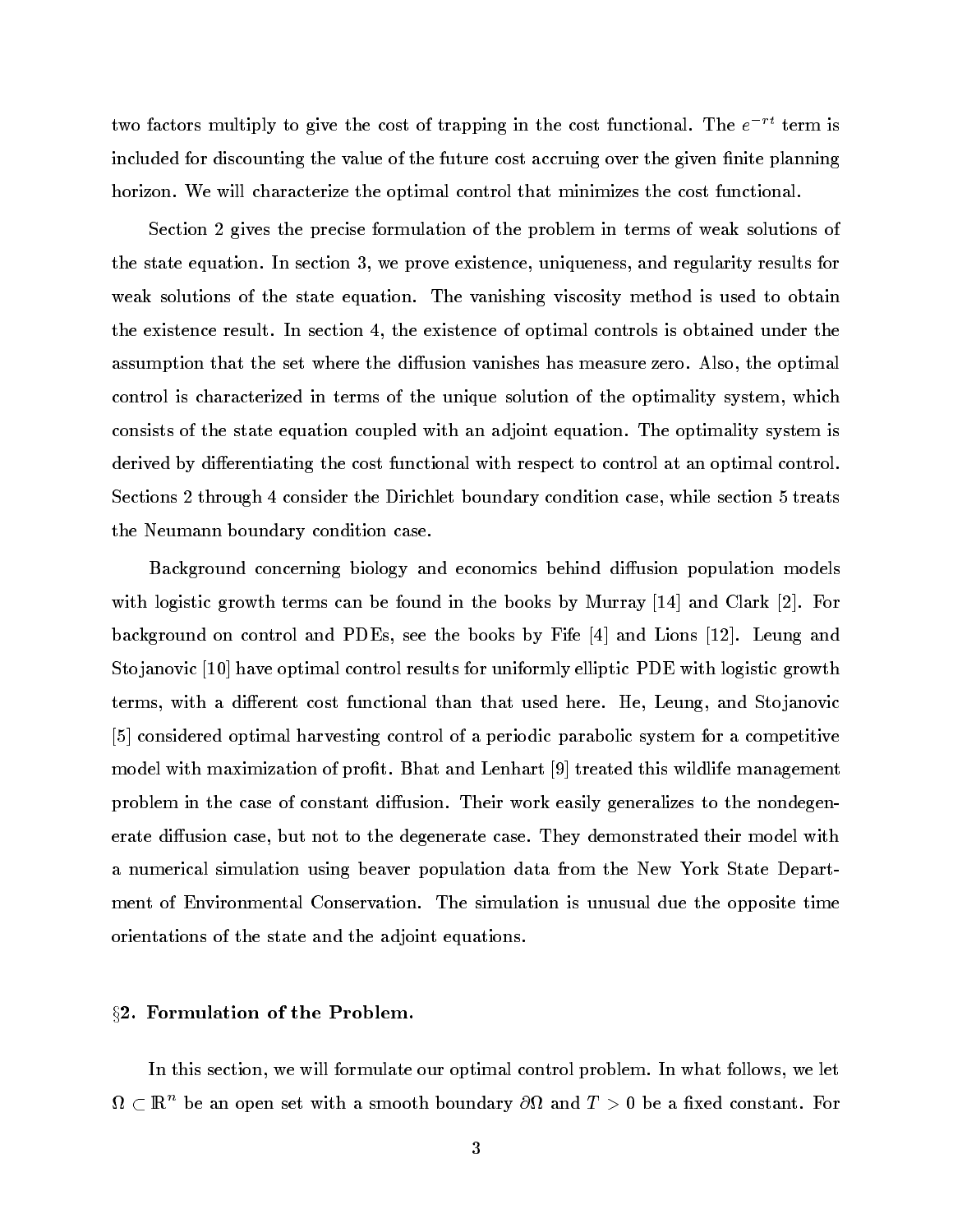two factors multiply to give the cost of trapping in the cost functional. The $e^{-rt}$ term is included for discounting the value of the future cost accruing over the given finite planning horizon. We will characterize the optimal control that minimizes the cost functional.

Section 2 gives the precise formulation of the problem in terms of weak solutions of the state equation. In section 3, we prove existence, uniqueness, and regularity results for weak solutions of the state equation. The vanishing viscosity method is used to obtain the existence result. In section 4, the existence of optimal controls is obtained under the assumption that the set where the diffusion vanishes has measure zero. Also, the optimal control is characterized in terms of the unique solution of the optimality system, which consists of the state equation coupled with an adjoint equation. The optimality system is derived by differentiating the cost functional with respect to control at an optimal control. Sections 2 through 4 consider the Dirichlet boundary condition case, while section 5 treats the Neumann boundary condition case.

Background concerning biology and economics behind diffusion population models with logistic growth terms can be found in the books by Murray [14] and Clark [2]. For background on control and PDEs, see the books by Fife [4] and Lions [12]. Leung and Stojanovic [10] have optimal control results for uniformly elliptic PDE with logistic growth terms, with a different cost functional than that used here. He, Leung, and Stojanovic [5] considered optimal harvesting control of a periodic parabolic system for a competitive model with maximization of profit. Bhat and Lenhart [9] treated this wildlife management problem in the case of constant diffusion. Their work easily generalizes to the nondegenerate diffusion case, but not to the degenerate case. They demonstrated their model with a numerical simulation using beaver population data from the New York State Department of Environmental Conservation. The simulation is unusual due the opposite time orientations of the state and the adjoint equations.

## §2. Formulation of the Problem.

In this section, we will formulate our optimal control problem. In what follows, we let $\Omega \subset \mathbb{R}^n$ be an open set with a smooth boundary $\partial\Omega$ and $T > 0$ be a fixed constant. For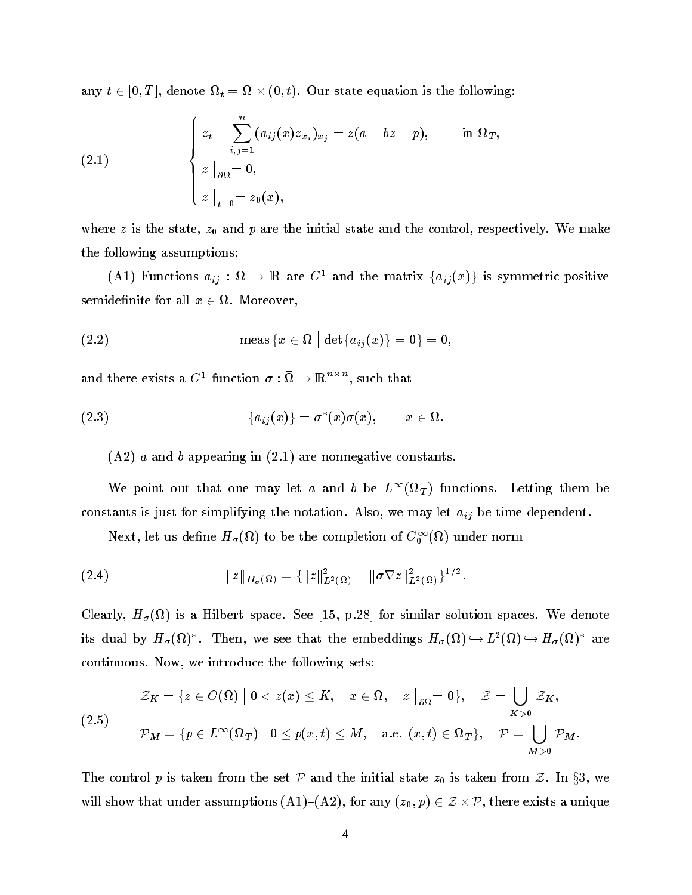any $t \in [0, T]$, denote $\Omega_t = \Omega \times (0, t)$. Our state equation is the following:

$$
\tag{2.1}
\begin{cases}
z_t - \displaystyle\sum_{i,j=1}^{n} (a_{ij}(x) z_{x_i})_{x_j} = z(a - bz - p), & \text{in } \Omega_T, \\
z \big|_{\partial\Omega} = 0, & \\
z \big|_{t=0} = z_0(x), &
\end{cases}
$$

where $z$ is the state, $z_0$ and $p$ are the initial state and the control, respectively. We make the following assumptions:

(A1) Functions $a_{ij} : \bar{\Omega} \to \mathbb{R}$ are $C^1$ and the matrix $\{a_{ij}(x)\}$ is symmetric positive semidefinite for all $x \in \bar{\Omega}$. Moreover,

$$
\tag{2.2}
\text{meas}\, \{x \in \Omega \mid \det\{a_{ij}(x)\} = 0\} = 0,
$$

and there exists a $C^1$ function $\sigma : \bar{\Omega} \to \mathbb{R}^{n \times n}$, such that

$$
\tag{2.3}
\{a_{ij}(x)\} = \sigma^*(x)\sigma(x), \qquad x \in \bar{\Omega}.
$$

(A2) $a$ and $b$ appearing in (2.1) are nonnegative constants.

We point out that one may let $a$ and $b$ be $L^\infty(\Omega_T)$ functions. Letting them be constants is just for simplifying the notation. Also, we may let $a_{ij}$ be time dependent.

Next, let us define $H_\sigma(\Omega)$ to be the completion of $C_0^\infty(\Omega)$ under norm

$$
\tag{2.4}
\|z\|_{H_\sigma(\Omega)} = \{\|z\|^2_{L^2(\Omega)} + \|\sigma \nabla z\|^2_{L^2(\Omega)}\}^{1/2}.
$$

Clearly, $H_\sigma(\Omega)$ is a Hilbert space. See [15, p.28] for similar solution spaces. We denote its dual by $H_\sigma(\Omega)^*$. Then, we see that the embeddings $H_\sigma(\Omega) \hookrightarrow L^2(\Omega) \hookrightarrow H_\sigma(\Omega)^*$ are continuous. Now, we introduce the following sets:

$$
\tag{2.5}
\begin{aligned}
&\mathcal{Z}_K = \{z \in C(\bar{\Omega}) \mid 0 < z(x) \le K, \quad x \in \Omega, \quad z \big|_{\partial\Omega} = 0\}, \quad \mathcal{Z} = \bigcup_{K>0} \mathcal{Z}_K, \\
&\mathcal{P}_M = \{p \in L^\infty(\Omega_T) \mid 0 \le p(x,t) \le M, \quad \text{a.e. } (x,t) \in \Omega_T\}, \quad \mathcal{P} = \bigcup_{M>0} \mathcal{P}_M.
\end{aligned}
$$

The control $p$ is taken from the set $\mathcal{P}$ and the initial state $z_0$ is taken from $\mathcal{Z}$. In §3, we will show that under assumptions (A1)–(A2), for any $(z_0, p) \in \mathcal{Z} \times \mathcal{P}$, there exists a unique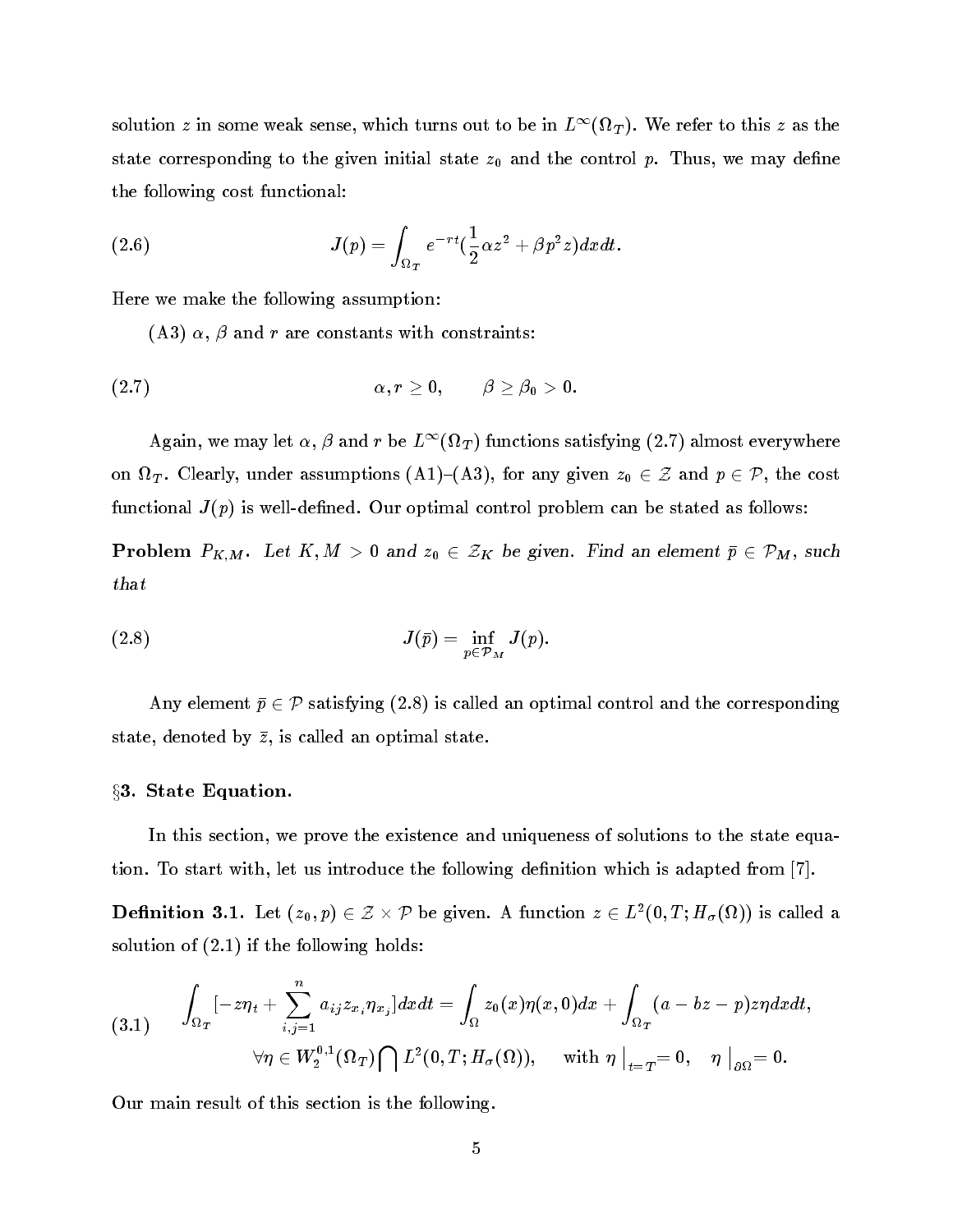solution $z$ in some weak sense, which turns out to be in $L^\infty(\Omega_T)$. We refer to this $z$ as the state corresponding to the given initial state $z_0$ and the control $p$. Thus, we may define the following cost functional:

$$J(p) = \int_{\Omega_T} e^{-rt}(\frac{1}{2}\alpha z^2 + \beta p^2 z)dxdt. \tag{2.6}$$

Here we make the following assumption:

(A3) $\alpha$, $\beta$ and $r$ are constants with constraints:

$$\alpha, r \geq 0, \qquad \beta \geq \beta_0 > 0. \tag{2.7}$$

Again, we may let $\alpha$, $\beta$ and $r$ be $L^\infty(\Omega_T)$ functions satisfying (2.7) almost everywhere on $\Omega_T$. Clearly, under assumptions (A1)–(A3), for any given $z_0 \in \mathcal{Z}$ and $p \in \mathcal{P}$, the cost functional $J(p)$ is well-defined. Our optimal control problem can be stated as follows:

**Problem $P_{K,M}$.** *Let $K, M > 0$ and $z_0 \in \mathcal{Z}_K$ be given. Find an element $\bar{p} \in \mathcal{P}_M$, such that*

$$J(\bar{p}) = \inf_{p \in \mathcal{P}_M} J(p). \tag{2.8}$$

Any element $\bar{p} \in \mathcal{P}$ satisfying (2.8) is called an optimal control and the corresponding state, denoted by $\bar{z}$, is called an optimal state.

## §3. State Equation.

In this section, we prove the existence and uniqueness of solutions to the state equation. To start with, let us introduce the following definition which is adapted from [7].

**Definition 3.1.** Let $(z_0, p) \in \mathcal{Z} \times \mathcal{P}$ be given. A function $z \in L^2(0, T; H_\sigma(\Omega))$ is called a solution of (2.1) if the following holds:

$$\begin{gathered} \int_{\Omega_T} [-z\eta_t + \sum_{i,j=1}^n a_{ij} z_{x_i} \eta_{x_j}] dxdt = \int_\Omega z_0(x)\eta(x,0)dx + \int_{\Omega_T} (a - bz - p)z\eta dxdt, \\ \forall \eta \in W_2^{0,1}(\Omega_T) \bigcap L^2(0, T; H_\sigma(\Omega)), \quad \text{ with } \eta \big|_{t=T} = 0, \quad \eta \big|_{\partial\Omega} = 0. \end{gathered} \tag{3.1}$$

Our main result of this section is the following.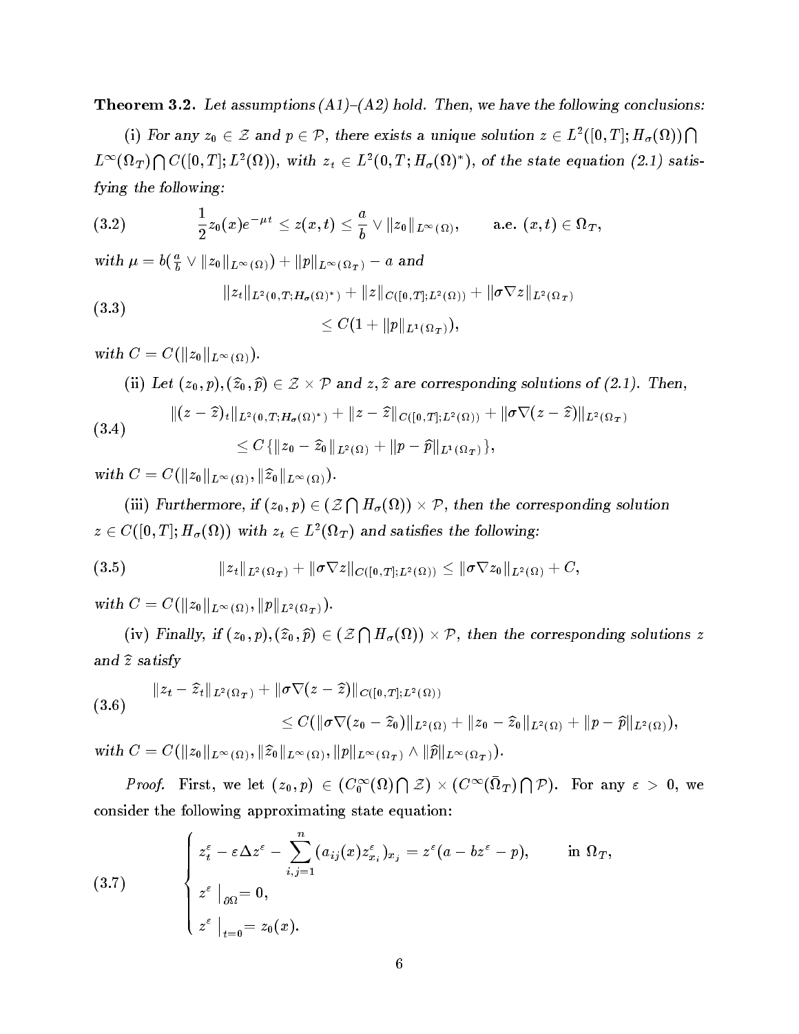**Theorem 3.2.** *Let assumptions (A1)–(A2) hold. Then, we have the following conclusions:*

(i) *For any $z_0 \in \mathcal{Z}$ and $p \in \mathcal{P}$, there exists a unique solution $z \in L^2([0,T]; H_\sigma(\Omega)) \bigcap L^\infty(\Omega_T) \bigcap C([0,T]; L^2(\Omega))$, with $z_t \in L^2(0,T; H_\sigma(\Omega)^*)$, of the state equation (2.1) satisfying the following:*

$$\frac{1}{2} z_0(x) e^{-\mu t} \leq z(x,t) \leq \frac{a}{b} \vee \|z_0\|_{L^\infty(\Omega)}, \qquad \text{a.e. } (x,t) \in \Omega_T, \tag{3.2}$$

*with $\mu = b(\frac{a}{b} \vee \|z_0\|_{L^\infty(\Omega)}) + \|p\|_{L^\infty(\Omega_T)} - a$ and*

$$\begin{aligned} &\|z_t\|_{L^2(0,T;H_\sigma(\Omega)^*)} + \|z\|_{C([0,T];L^2(\Omega))} + \|\sigma \nabla z\|_{L^2(\Omega_T)} \\ &\qquad\qquad \leq C(1 + \|p\|_{L^1(\Omega_T)}), \end{aligned} \tag{3.3}$$

*with $C = C(\|z_0\|_{L^\infty(\Omega)})$.*

(ii) *Let $(z_0, p), (\widehat{z}_0, \widehat{p}) \in \mathcal{Z} \times \mathcal{P}$ and $z, \widehat{z}$ are corresponding solutions of (2.1). Then,*

$$\begin{aligned} &\|(z - \widehat{z})_t\|_{L^2(0,T;H_\sigma(\Omega)^*)} + \|z - \widehat{z}\|_{C([0,T];L^2(\Omega))} + \|\sigma \nabla (z - \widehat{z})\|_{L^2(\Omega_T)} \\ &\qquad\qquad \leq C\{\|z_0 - \widehat{z}_0\|_{L^2(\Omega)} + \|p - \widehat{p}\|_{L^1(\Omega_T)}\}, \end{aligned} \tag{3.4}$$

*with $C = C(\|z_0\|_{L^\infty(\Omega)}, \|\widehat{z}_0\|_{L^\infty(\Omega)})$.*

(iii) *Furthermore, if $(z_0, p) \in (\mathcal{Z} \bigcap H_\sigma(\Omega)) \times \mathcal{P}$, then the corresponding solution $z \in C([0,T]; H_\sigma(\Omega))$ with $z_t \in L^2(\Omega_T)$ and satisfies the following:*

$$\|z_t\|_{L^2(\Omega_T)} + \|\sigma \nabla z\|_{C([0,T];L^2(\Omega))} \leq \|\sigma \nabla z_0\|_{L^2(\Omega)} + C, \tag{3.5}$$

*with $C = C(\|z_0\|_{L^\infty(\Omega)}, \|p\|_{L^2(\Omega_T)})$.*

(iv) *Finally, if $(z_0, p), (\widehat{z}_0, \widehat{p}) \in (\mathcal{Z} \bigcap H_\sigma(\Omega)) \times \mathcal{P}$, then the corresponding solutions $z$ and $\widehat{z}$ satisfy*

$$\begin{aligned} &\|z_t - \widehat{z}_t\|_{L^2(\Omega_T)} + \|\sigma \nabla (z - \widehat{z})\|_{C([0,T];L^2(\Omega))} \\ &\qquad\qquad \leq C(\|\sigma \nabla (z_0 - \widehat{z}_0)\|_{L^2(\Omega)} + \|z_0 - \widehat{z}_0\|_{L^2(\Omega)} + \|p - \widehat{p}\|_{L^2(\Omega)}), \end{aligned} \tag{3.6}$$

*with $C = C(\|z_0\|_{L^\infty(\Omega)}, \|\widehat{z}_0\|_{L^\infty(\Omega)}, \|p\|_{L^\infty(\Omega_T)} \wedge \|\widehat{p}\|_{L^\infty(\Omega_T)})$.*

*Proof.* First, we let $(z_0, p) \in (C_0^\infty(\Omega) \bigcap \mathcal{Z}) \times (C^\infty(\bar{\Omega}_T) \bigcap \mathcal{P})$. For any $\varepsilon > 0$, we consider the following approximating state equation:

$$\begin{cases} z_t^\varepsilon - \varepsilon \Delta z^\varepsilon - \displaystyle\sum_{i,j=1}^n (a_{ij}(x) z_{x_i}^\varepsilon)_{x_j} = z^\varepsilon (a - b z^\varepsilon - p), & \text{in } \Omega_T, \\ z^\varepsilon \big|_{\partial\Omega} = 0, & \\ z^\varepsilon \big|_{t=0} = z_0(x). & \end{cases} \tag{3.7}$$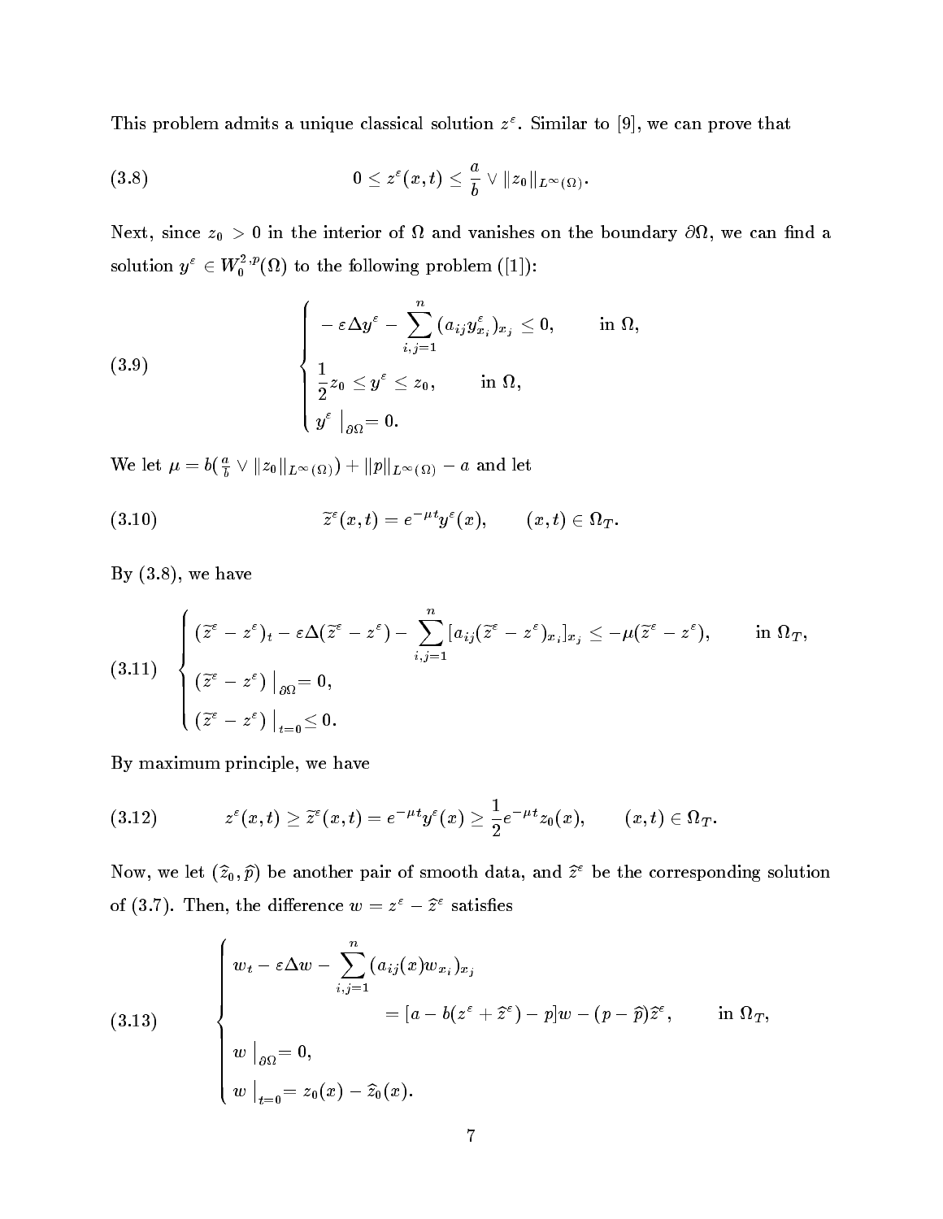This problem admits a unique classical solution $z^\varepsilon$. Similar to [9], we can prove that

$$0 \le z^\varepsilon(x,t) \le \frac{a}{b} \vee \|z_0\|_{L^\infty(\Omega)}. \tag{3.8}$$

Next, since $z_0 > 0$ in the interior of $\Omega$ and vanishes on the boundary $\partial\Omega$, we can find a solution $y^\varepsilon \in W_0^{2,p}(\Omega)$ to the following problem ([1]):

$$\begin{cases} -\varepsilon\Delta y^\varepsilon - \displaystyle\sum_{i,j=1}^n (a_{ij} y^\varepsilon_{x_i})_{x_j} \le 0, & \text{in } \Omega, \\ \dfrac{1}{2} z_0 \le y^\varepsilon \le z_0, & \text{in } \Omega, \\ y^\varepsilon \Big|_{\partial\Omega} = 0. \end{cases} \tag{3.9}$$

We let $\mu = b(\frac{a}{b} \vee \|z_0\|_{L^\infty(\Omega)}) + \|p\|_{L^\infty(\Omega)} - a$ and let

$$\widetilde{z}^\varepsilon(x,t) = e^{-\mu t} y^\varepsilon(x), \qquad (x,t) \in \Omega_T. \tag{3.10}$$

By (3.8), we have

$$\begin{cases} (\widetilde{z}^\varepsilon - z^\varepsilon)_t - \varepsilon\Delta(\widetilde{z}^\varepsilon - z^\varepsilon) - \displaystyle\sum_{i,j=1}^n [a_{ij}(\widetilde{z}^\varepsilon - z^\varepsilon)_{x_i}]_{x_j} \le -\mu(\widetilde{z}^\varepsilon - z^\varepsilon), & \text{in } \Omega_T, \\ (\widetilde{z}^\varepsilon - z^\varepsilon) \Big|_{\partial\Omega} = 0, \\ (\widetilde{z}^\varepsilon - z^\varepsilon) \Big|_{t=0} \le 0. \end{cases} \tag{3.11}$$

By maximum principle, we have

$$z^\varepsilon(x,t) \ge \widetilde{z}^\varepsilon(x,t) = e^{-\mu t} y^\varepsilon(x) \ge \frac{1}{2} e^{-\mu t} z_0(x), \qquad (x,t) \in \Omega_T. \tag{3.12}$$

Now, we let $(\widehat{z}_0, \widehat{p})$ be another pair of smooth data, and $\widehat{z}^\varepsilon$ be the corresponding solution of (3.7). Then, the difference $w = z^\varepsilon - \widehat{z}^\varepsilon$ satisfies

$$\begin{cases} w_t - \varepsilon\Delta w - \displaystyle\sum_{i,j=1}^n (a_{ij}(x) w_{x_i})_{x_j} \\ \qquad\qquad = [a - b(z^\varepsilon + \widehat{z}^\varepsilon) - p]w - (p - \widehat{p})\widehat{z}^\varepsilon, & \text{in } \Omega_T, \\ w \Big|_{\partial\Omega} = 0, \\ w \Big|_{t=0} = z_0(x) - \widehat{z}_0(x). \end{cases} \tag{3.13}$$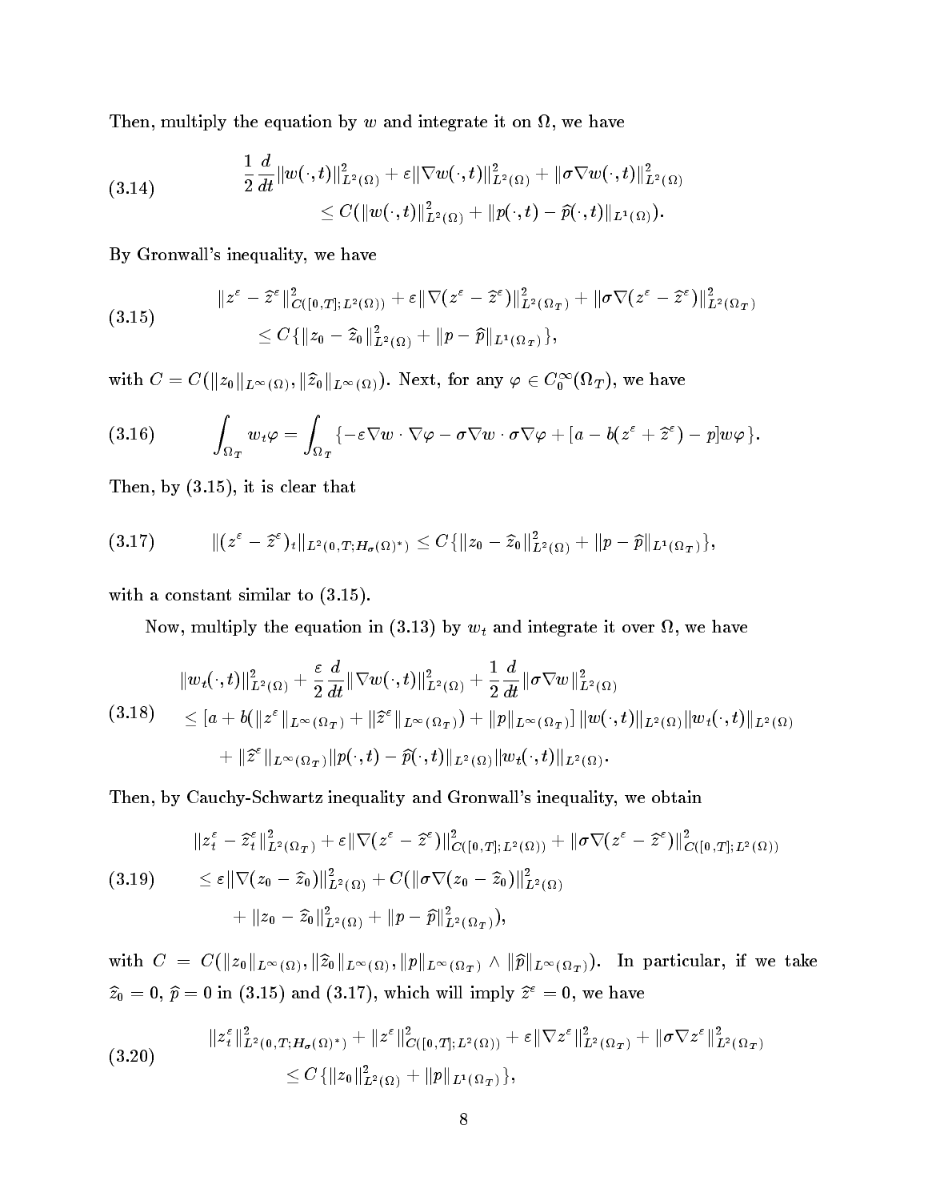Then, multiply the equation by $w$ and integrate it on $\Omega$, we have

$$
\begin{aligned}
\frac{1}{2}\frac{d}{dt}\|w(\cdot,t)\|^2_{L^2(\Omega)} + \varepsilon\|\nabla w(\cdot,t)\|^2_{L^2(\Omega)} + \|\sigma\nabla w(\cdot,t)\|^2_{L^2(\Omega)} \\
\leq C(\|w(\cdot,t)\|^2_{L^2(\Omega)} + \|p(\cdot,t) - \widehat{p}(\cdot,t)\|_{L^1(\Omega)}).
\end{aligned}
\tag{3.14}
$$

By Gronwall's inequality, we have

$$
\begin{aligned}
\|z^\varepsilon - \widehat{z}^\varepsilon\|^2_{C([0,T];L^2(\Omega))} + \varepsilon\|\nabla(z^\varepsilon - \widehat{z}^\varepsilon)\|^2_{L^2(\Omega_T)} + \|\sigma\nabla(z^\varepsilon - \widehat{z}^\varepsilon)\|^2_{L^2(\Omega_T)} \\
\leq C\{\|z_0 - \widehat{z}_0\|^2_{L^2(\Omega)} + \|p - \widehat{p}\|_{L^1(\Omega_T)}\},
\end{aligned}
\tag{3.15}
$$

with $C = C(\|z_0\|_{L^\infty(\Omega)}, \|\widehat{z}_0\|_{L^\infty(\Omega)})$. Next, for any $\varphi \in C_0^\infty(\Omega_T)$, we have

$$
\int_{\Omega_T} w_t\varphi = \int_{\Omega_T}\{-\varepsilon\nabla w\cdot\nabla\varphi - \sigma\nabla w\cdot\sigma\nabla\varphi + [a - b(z^\varepsilon + \widehat{z}^\varepsilon) - p]w\varphi\}.
\tag{3.16}
$$

Then, by (3.15), it is clear that

$$
\|(z^\varepsilon - \widehat{z}^\varepsilon)_t\|_{L^2(0,T;H_\sigma(\Omega)^*)} \leq C\{\|z_0 - \widehat{z}_0\|^2_{L^2(\Omega)} + \|p - \widehat{p}\|_{L^1(\Omega_T)}\},
\tag{3.17}
$$

with a constant similar to (3.15).

Now, multiply the equation in (3.13) by $w_t$ and integrate it over $\Omega$, we have

$$
\begin{aligned}
&\|w_t(\cdot,t)\|^2_{L^2(\Omega)} + \frac{\varepsilon}{2}\frac{d}{dt}\|\nabla w(\cdot,t)\|^2_{L^2(\Omega)} + \frac{1}{2}\frac{d}{dt}\|\sigma\nabla w\|^2_{L^2(\Omega)} \\
&\leq [a + b(\|z^\varepsilon\|_{L^\infty(\Omega_T)} + \|\widehat{z}^\varepsilon\|_{L^\infty(\Omega_T)}) + \|p\|_{L^\infty(\Omega_T)}]\,\|w(\cdot,t)\|_{L^2(\Omega)}\|w_t(\cdot,t)\|_{L^2(\Omega)} \\
&\quad + \|\widehat{z}^\varepsilon\|_{L^\infty(\Omega_T)}\|p(\cdot,t) - \widehat{p}(\cdot,t)\|_{L^2(\Omega)}\|w_t(\cdot,t)\|_{L^2(\Omega)}.
\end{aligned}
\tag{3.18}
$$

Then, by Cauchy-Schwartz inequality and Gronwall's inequality, we obtain

$$
\begin{aligned}
&\|z^\varepsilon_t - \widehat{z}^\varepsilon_t\|^2_{L^2(\Omega_T)} + \varepsilon\|\nabla(z^\varepsilon - \widehat{z}^\varepsilon)\|^2_{C([0,T];L^2(\Omega))} + \|\sigma\nabla(z^\varepsilon - \widehat{z}^\varepsilon)\|^2_{C([0,T];L^2(\Omega))} \\
&\leq \varepsilon\|\nabla(z_0 - \widehat{z}_0)\|^2_{L^2(\Omega)} + C(\|\sigma\nabla(z_0 - \widehat{z}_0)\|^2_{L^2(\Omega)} \\
&\quad + \|z_0 - \widehat{z}_0\|^2_{L^2(\Omega)} + \|p - \widehat{p}\|^2_{L^2(\Omega_T)}),
\end{aligned}
\tag{3.19}
$$

with $C = C(\|z_0\|_{L^\infty(\Omega)}, \|\widehat{z}_0\|_{L^\infty(\Omega)}, \|p\|_{L^\infty(\Omega_T)} \wedge \|\widehat{p}\|_{L^\infty(\Omega_T)})$. In particular, if we take $\widehat{z}_0 = 0$, $\widehat{p} = 0$ in (3.15) and (3.17), which will imply $\widehat{z}^\varepsilon = 0$, we have

$$
\begin{aligned}
\|z^\varepsilon_t\|^2_{L^2(0,T;H_\sigma(\Omega)^*)} + \|z^\varepsilon\|^2_{C([0,T];L^2(\Omega))} + \varepsilon\|\nabla z^\varepsilon\|^2_{L^2(\Omega_T)} + \|\sigma\nabla z^\varepsilon\|^2_{L^2(\Omega_T)} \\
\leq C\{\|z_0\|^2_{L^2(\Omega)} + \|p\|_{L^1(\Omega_T)}\},
\end{aligned}
\tag{3.20}
$$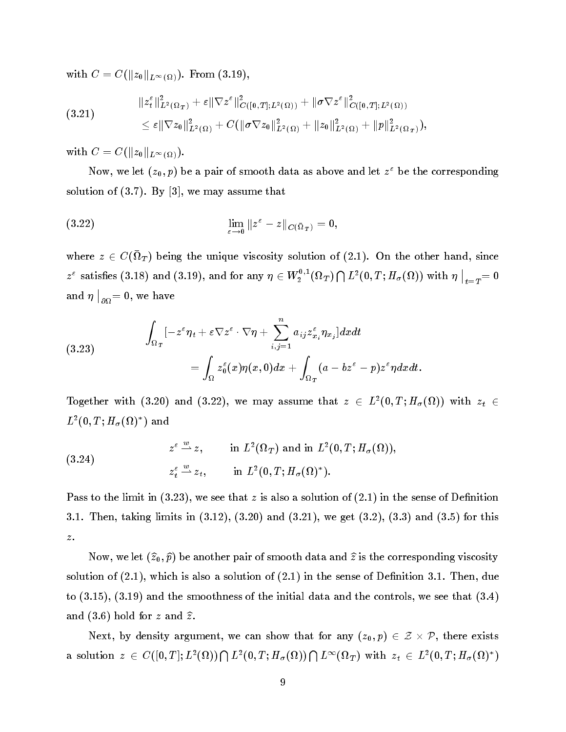with $C = C(\|z_0\|_{L^\infty(\Omega)})$. From (3.19),

$$
\begin{aligned}
&\|z_t^\varepsilon\|^2_{L^2(\Omega_T)} + \varepsilon\|\nabla z^\varepsilon\|^2_{C([0,T];L^2(\Omega))} + \|\sigma\nabla z^\varepsilon\|^2_{C([0,T];L^2(\Omega))} \\
&\quad \le \varepsilon\|\nabla z_0\|^2_{L^2(\Omega)} + C(\|\sigma\nabla z_0\|^2_{L^2(\Omega)} + \|z_0\|^2_{L^2(\Omega)} + \|p\|^2_{L^2(\Omega_T)}),
\end{aligned}
\tag{3.21}
$$

with $C = C(\|z_0\|_{L^\infty(\Omega)})$.

Now, we let $(z_0, p)$ be a pair of smooth data as above and let $z^\varepsilon$ be the corresponding solution of (3.7). By [3], we may assume that

$$
\lim_{\varepsilon\to 0}\|z^\varepsilon - z\|_{C(\bar\Omega_T)} = 0,
\tag{3.22}
$$

where $z \in C(\bar\Omega_T)$ being the unique viscosity solution of (2.1). On the other hand, since $z^\varepsilon$ satisfies (3.18) and (3.19), and for any $\eta \in W_2^{0,1}(\Omega_T)\bigcap L^2(0,T;H_\sigma(\Omega))$ with $\eta\,\big|_{t=T} = 0$ and $\eta\,\big|_{\partial\Omega} = 0$, we have

$$
\begin{aligned}
&\int_{\Omega_T}[-z^\varepsilon\eta_t + \varepsilon\nabla z^\varepsilon\cdot\nabla\eta + \sum_{i,j=1}^n a_{ij}z^\varepsilon_{x_i}\eta_{x_j}]dxdt \\
&\qquad = \int_\Omega z_0^\varepsilon(x)\eta(x,0)dx + \int_{\Omega_T}(a - bz^\varepsilon - p)z^\varepsilon\eta dxdt.
\end{aligned}
\tag{3.23}
$$

Together with (3.20) and (3.22), we may assume that $z \in L^2(0,T;H_\sigma(\Omega))$ with $z_t \in L^2(0,T;H_\sigma(\Omega)^*)$ and

$$
\begin{aligned}
&z^\varepsilon \overset{w}{\rightharpoonup} z, \qquad \text{in } L^2(\Omega_T) \text{ and in } L^2(0,T;H_\sigma(\Omega)),\\
&z_t^\varepsilon \overset{w}{\rightharpoonup} z_t, \qquad \text{in } L^2(0,T;H_\sigma(\Omega)^*).
\end{aligned}
\tag{3.24}
$$

Pass to the limit in (3.23), we see that $z$ is also a solution of (2.1) in the sense of Definition 3.1. Then, taking limits in (3.12), (3.20) and (3.21), we get (3.2), (3.3) and (3.5) for this $z$.

Now, we let $(\hat z_0, \hat p)$ be another pair of smooth data and $\hat z$ is the corresponding viscosity solution of (2.1), which is also a solution of (2.1) in the sense of Definition 3.1. Then, due to (3.15), (3.19) and the smoothness of the initial data and the controls, we see that (3.4) and (3.6) hold for $z$ and $\hat z$.

Next, by density argument, we can show that for any $(z_0, p) \in \mathcal{Z}\times\mathcal{P}$, there exists a solution $z \in C([0,T];L^2(\Omega))\bigcap L^2(0,T;H_\sigma(\Omega))\bigcap L^\infty(\Omega_T)$ with $z_t \in L^2(0,T;H_\sigma(\Omega)^*)$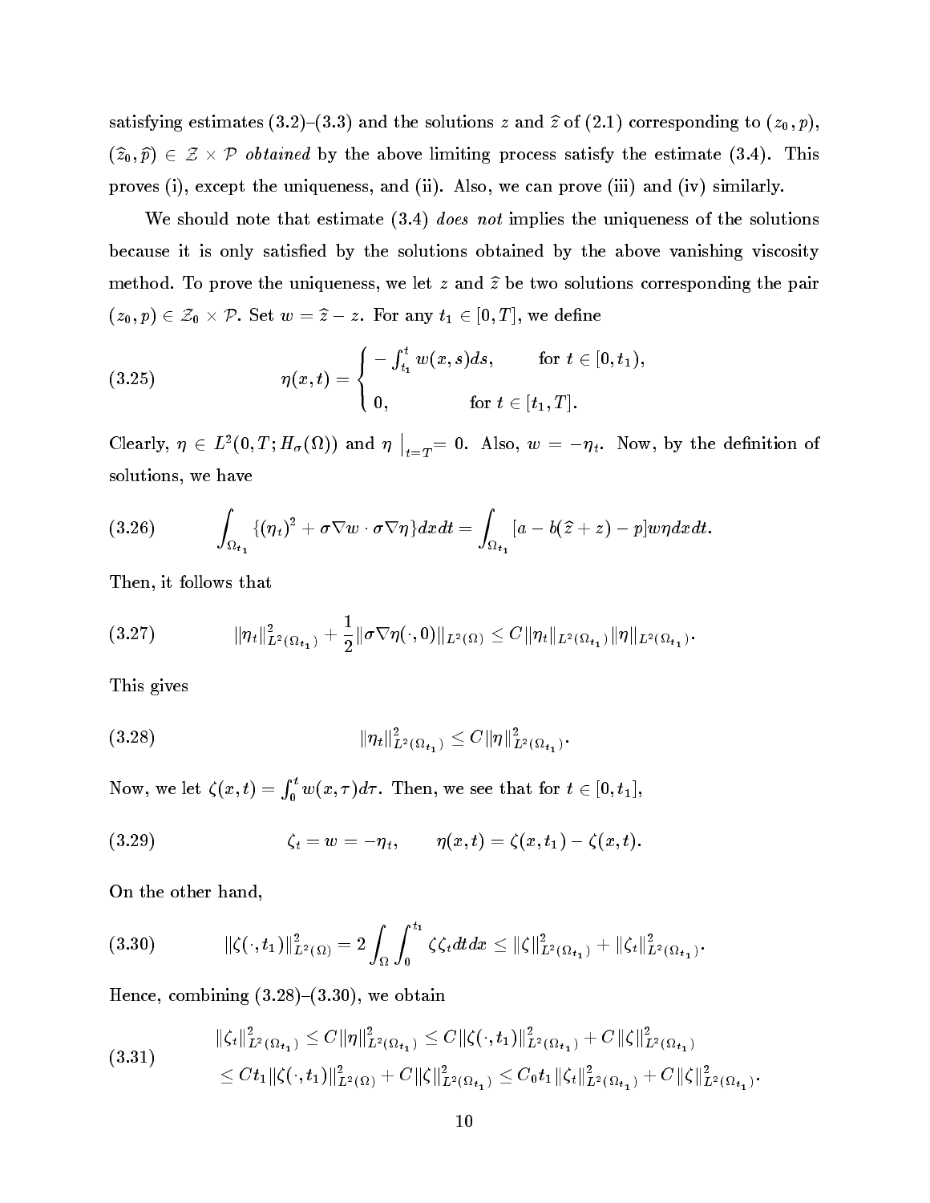satisfying estimates (3.2)–(3.3) and the solutions $z$ and $\widehat{z}$ of (2.1) corresponding to $(z_0, p)$, $(\widehat{z}_0, \widehat{p}) \in \mathcal{Z} \times \mathcal{P}$ *obtained* by the above limiting process satisfy the estimate (3.4). This proves (i), except the uniqueness, and (ii). Also, we can prove (iii) and (iv) similarly.

We should note that estimate (3.4) *does not* implies the uniqueness of the solutions because it is only satisfied by the solutions obtained by the above vanishing viscosity method. To prove the uniqueness, we let $z$ and $\widehat{z}$ be two solutions corresponding the pair $(z_0, p) \in \mathcal{Z}_0 \times \mathcal{P}$. Set $w = \widehat{z} - z$. For any $t_1 \in [0, T]$, we define

$$
\eta(x,t) = \begin{cases} -\int_{t_1}^{t} w(x,s)ds, & \text{for } t \in [0, t_1), \\ 0, & \text{for } t \in [t_1, T]. \end{cases} \tag{3.25}
$$

Clearly, $\eta \in L^2(0,T; H_\sigma(\Omega))$ and $\eta \big|_{t=T} = 0$. Also, $w = -\eta_t$. Now, by the definition of solutions, we have

$$
\int_{\Omega_{t_1}} \{(\eta_t)^2 + \sigma \nabla w \cdot \sigma \nabla \eta\} dx dt = \int_{\Omega_{t_1}} [a - b(\widehat{z} + z) - p] w \eta dx dt. \tag{3.26}
$$

Then, it follows that

$$
\|\eta_t\|^2_{L^2(\Omega_{t_1})} + \frac{1}{2} \|\sigma \nabla \eta(\cdot, 0)\|_{L^2(\Omega)} \le C \|\eta_t\|_{L^2(\Omega_{t_1})} \|\eta\|_{L^2(\Omega_{t_1})}. \tag{3.27}
$$

This gives

$$
\|\eta_t\|^2_{L^2(\Omega_{t_1})} \le C \|\eta\|^2_{L^2(\Omega_{t_1})}. \tag{3.28}
$$

Now, we let $\zeta(x,t) = \int_0^t w(x,\tau) d\tau$. Then, we see that for $t \in [0, t_1]$,

$$
\zeta_t = w = -\eta_t, \qquad \eta(x,t) = \zeta(x,t_1) - \zeta(x,t). \tag{3.29}
$$

On the other hand,

$$
\|\zeta(\cdot, t_1)\|^2_{L^2(\Omega)} = 2 \int_\Omega \int_0^{t_1} \zeta \zeta_t dt dx \le \|\zeta\|^2_{L^2(\Omega_{t_1})} + \|\zeta_t\|^2_{L^2(\Omega_{t_1})}. \tag{3.30}
$$

Hence, combining (3.28)–(3.30), we obtain

$$
\begin{aligned}
\|\zeta_t\|^2_{L^2(\Omega_{t_1})} &\le C \|\eta\|^2_{L^2(\Omega_{t_1})} \le C \|\zeta(\cdot, t_1)\|^2_{L^2(\Omega_{t_1})} + C \|\zeta\|^2_{L^2(\Omega_{t_1})} \\
&\le C t_1 \|\zeta(\cdot, t_1)\|^2_{L^2(\Omega)} + C \|\zeta\|^2_{L^2(\Omega_{t_1})} \le C_0 t_1 \|\zeta_t\|^2_{L^2(\Omega_{t_1})} + C \|\zeta\|^2_{L^2(\Omega_{t_1})}.
\end{aligned} \tag{3.31}
$$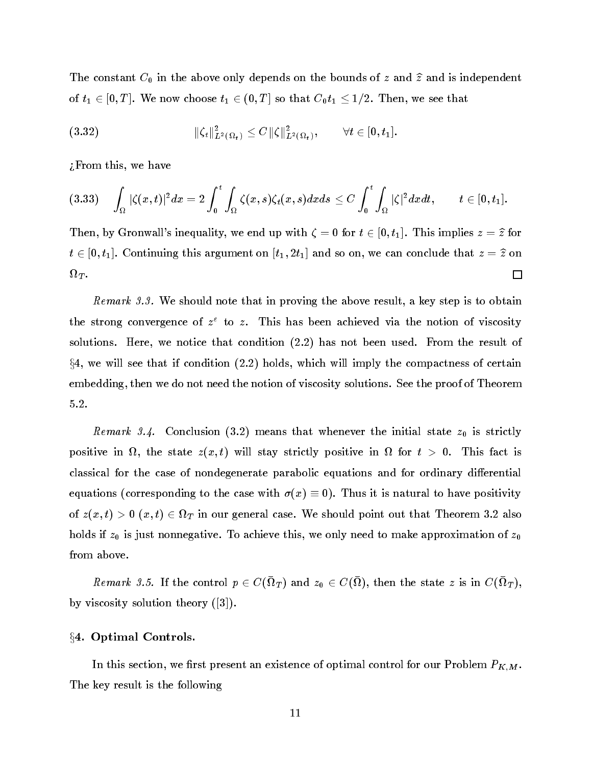The constant $C_0$ in the above only depends on the bounds of $z$ and $\widehat{z}$ and is independent of $t_1 \in [0,T]$. We now choose $t_1 \in (0,T]$ so that $C_0 t_1 \le 1/2$. Then, we see that

$$\|\zeta_t\|^2_{L^2(\Omega_t)} \le C\|\zeta\|^2_{L^2(\Omega_t)}, \qquad \forall t \in [0,t_1]. \tag{3.32}$$

¿From this, we have

$$\int_\Omega |\zeta(x,t)|^2 dx = 2\int_0^t \int_\Omega \zeta(x,s)\zeta_t(x,s)dxds \le C\int_0^t \int_\Omega |\zeta|^2 dxdt, \qquad t \in [0,t_1]. \tag{3.33}$$

Then, by Gronwall's inequality, we end up with $\zeta = 0$ for $t \in [0,t_1]$. This implies $z = \widehat{z}$ for $t \in [0,t_1]$. Continuing this argument on $[t_1, 2t_1]$ and so on, we can conclude that $z = \widehat{z}$ on $\Omega_T$. □

*Remark 3.3.* We should note that in proving the above result, a key step is to obtain the strong convergence of $z^\varepsilon$ to $z$. This has been achieved via the notion of viscosity solutions. Here, we notice that condition (2.2) has not been used. From the result of §4, we will see that if condition (2.2) holds, which will imply the compactness of certain embedding, then we do not need the notion of viscosity solutions. See the proof of Theorem 5.2.

*Remark 3.4.* Conclusion (3.2) means that whenever the initial state $z_0$ is strictly positive in $\Omega$, the state $z(x,t)$ will stay strictly positive in $\Omega$ for $t > 0$. This fact is classical for the case of nondegenerate parabolic equations and for ordinary differential equations (corresponding to the case with $\sigma(x) \equiv 0$). Thus it is natural to have positivity of $z(x,t) > 0$ $(x,t) \in \Omega_T$ in our general case. We should point out that Theorem 3.2 also holds if $z_0$ is just nonnegative. To achieve this, we only need to make approximation of $z_0$ from above.

*Remark 3.5.* If the control $p \in C(\bar{\Omega}_T)$ and $z_0 \in C(\bar{\Omega})$, then the state $z$ is in $C(\bar{\Omega}_T)$, by viscosity solution theory ([3]).

## §4. Optimal Controls.

In this section, we first present an existence of optimal control for our Problem $P_{K,M}$. The key result is the following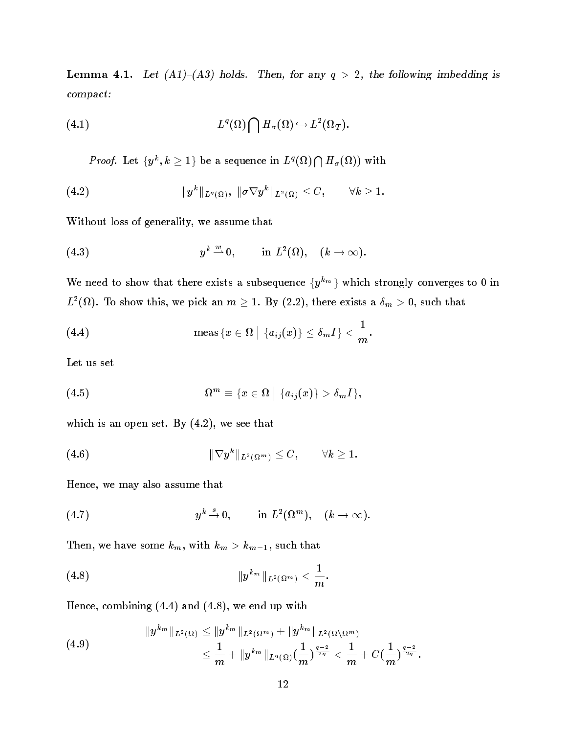**Lemma 4.1.** *Let (A1)–(A3) holds. Then, for any $q > 2$, the following imbedding is compact:*

$$L^q(\Omega)\bigcap H_\sigma(\Omega) \hookrightarrow L^2(\Omega_T). \tag{4.1}$$

*Proof.* Let $\{y^k, k \geq 1\}$ be a sequence in $L^q(\Omega)\bigcap H_\sigma(\Omega))$ with

$$\|y^k\|_{L^q(\Omega)},\ \|\sigma\nabla y^k\|_{L^2(\Omega)} \leq C, \qquad \forall k \geq 1. \tag{4.2}$$

Without loss of generality, we assume that

$$y^k \xrightarrow{w} 0, \qquad \text{in } L^2(\Omega), \quad (k \to \infty). \tag{4.3}$$

We need to show that there exists a subsequence $\{y^{k_m}\}$ which strongly converges to 0 in $L^2(\Omega)$. To show this, we pick an $m \geq 1$. By (2.2), there exists a $\delta_m > 0$, such that

$$\text{meas}\,\{x \in \Omega \bigm| \{a_{ij}(x)\} \leq \delta_m I\} < \frac{1}{m}. \tag{4.4}$$

Let us set

$$\Omega^m \equiv \{x \in \Omega \bigm| \{a_{ij}(x)\} > \delta_m I\}, \tag{4.5}$$

which is an open set. By (4.2), we see that

$$\|\nabla y^k\|_{L^2(\Omega^m)} \leq C, \qquad \forall k \geq 1. \tag{4.6}$$

Hence, we may also assume that

$$y^k \xrightarrow{s} 0, \qquad \text{in } L^2(\Omega^m), \quad (k \to \infty). \tag{4.7}$$

Then, we have some $k_m$, with $k_m > k_{m-1}$, such that

$$\|y^{k_m}\|_{L^2(\Omega^m)} < \frac{1}{m}. \tag{4.8}$$

Hence, combining (4.4) and (4.8), we end up with

$$\begin{aligned} \|y^{k_m}\|_{L^2(\Omega)} &\leq \|y^{k_m}\|_{L^2(\Omega^m)} + \|y^{k_m}\|_{L^2(\Omega\setminus\Omega^m)} \\ &\leq \frac{1}{m} + \|y^{k_m}\|_{L^q(\Omega)}\left(\frac{1}{m}\right)^{\frac{q-2}{2q}} < \frac{1}{m} + C\left(\frac{1}{m}\right)^{\frac{q-2}{2q}}. \end{aligned} \tag{4.9}$$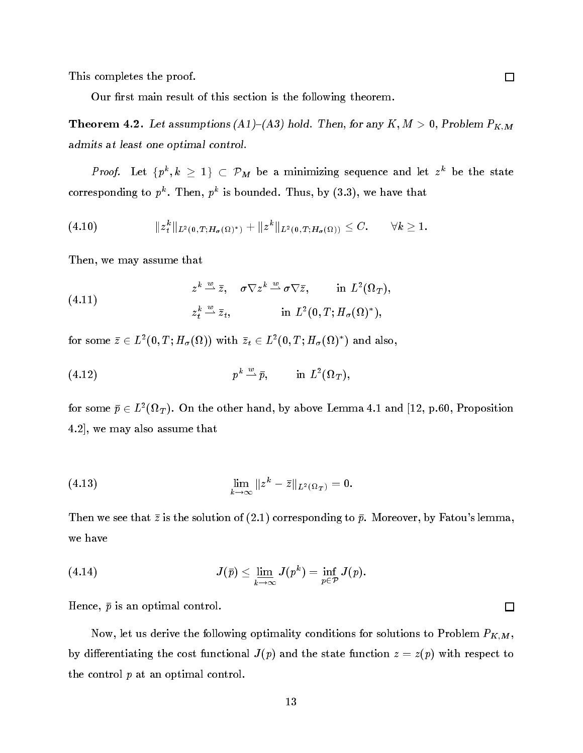This completes the proof. $\square$

Our first main result of this section is the following theorem.

**Theorem 4.2.** *Let assumptions (A1)–(A3) hold. Then, for any $K, M > 0$, Problem $P_{K,M}$ admits at least one optimal control.*

*Proof.* Let $\{p^k, k \geq 1\} \subset \mathcal{P}_M$ be a minimizing sequence and let $z^k$ be the state corresponding to $p^k$. Then, $p^k$ is bounded. Thus, by (3.3), we have that

$$\|z_t^k\|_{L^2(0,T;H_\sigma(\Omega)^*)} + \|z^k\|_{L^2(0,T;H_\sigma(\Omega))} \leq C. \qquad \forall k \geq 1. \tag{4.10}$$

Then, we may assume that

$$\begin{aligned} &z^k \xrightarrow{w} \bar{z}, \quad \sigma\nabla z^k \xrightarrow{w} \sigma\nabla\bar{z}, \qquad \text{in } L^2(\Omega_T), \\ &z_t^k \xrightarrow{w} \bar{z}_t, \qquad\qquad\quad\; \text{in } L^2(0,T;H_\sigma(\Omega)^*), \end{aligned} \tag{4.11}$$

for some $\bar{z} \in L^2(0,T;H_\sigma(\Omega))$ with $\bar{z}_t \in L^2(0,T;H_\sigma(\Omega)^*)$ and also,

$$p^k \xrightarrow{w} \bar{p}, \qquad \text{in } L^2(\Omega_T), \tag{4.12}$$

for some $\bar{p} \in L^2(\Omega_T)$. On the other hand, by above Lemma 4.1 and [12, p.60, Proposition 4.2], we may also assume that

$$\lim_{k\to\infty} \|z^k - \bar{z}\|_{L^2(\Omega_T)} = 0. \tag{4.13}$$

Then we see that $\bar{z}$ is the solution of (2.1) corresponding to $\bar{p}$. Moreover, by Fatou's lemma, we have

$$J(\bar{p}) \leq \varliminf_{k\to\infty} J(p^k) = \inf_{p\in\mathcal{P}} J(p). \tag{4.14}$$

Hence, $\bar{p}$ is an optimal control. $\square$

Now, let us derive the following optimality conditions for solutions to Problem $P_{K,M}$, by differentiating the cost functional $J(p)$ and the state function $z = z(p)$ with respect to the control $p$ at an optimal control.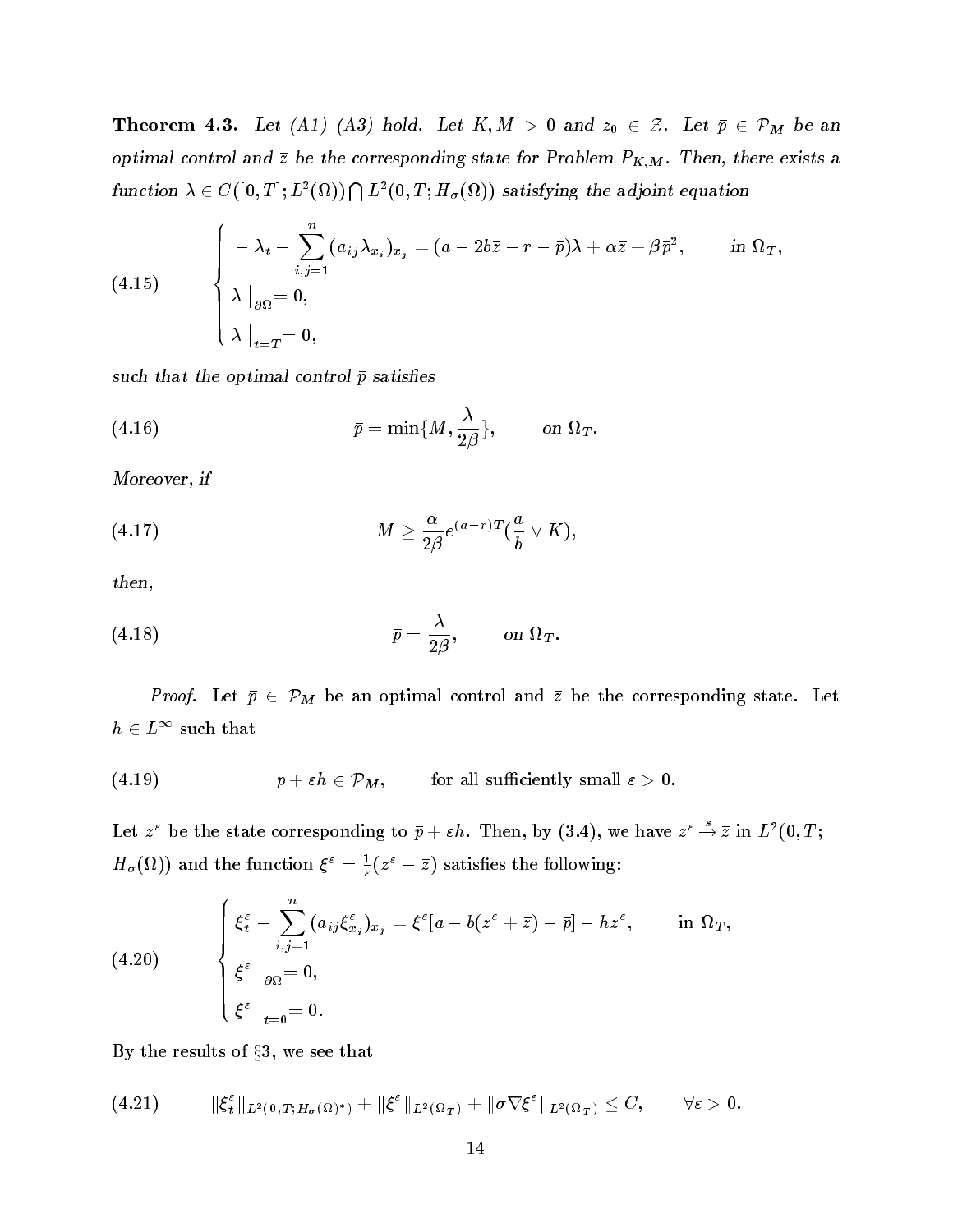**Theorem 4.3.** *Let (A1)–(A3) hold. Let $K, M > 0$ and $z_0 \in \mathcal{Z}$. Let $\bar{p} \in \mathcal{P}_M$ be an optimal control and $\bar{z}$ be the corresponding state for Problem $P_{K,M}$. Then, there exists a function $\lambda \in C([0,T]; L^2(\Omega)) \bigcap L^2(0,T; H_\sigma(\Omega))$ satisfying the adjoint equation*

$$
(4.15) \qquad \begin{cases} -\lambda_t - \sum_{i,j=1}^{n} (a_{ij}\lambda_{x_i})_{x_j} = (a - 2b\bar{z} - r - \bar{p})\lambda + \alpha \bar{z} + \beta \bar{p}^2, & \text{in } \Omega_T, \\ \lambda \big|_{\partial\Omega} = 0, \\ \lambda \big|_{t=T} = 0, \end{cases}
$$

*such that the optimal control $\bar{p}$ satisfies*

$$
(4.16) \qquad \bar{p} = \min\{M, \frac{\lambda}{2\beta}\}, \qquad \text{on } \Omega_T.
$$

*Moreover, if*

$$
(4.17) \qquad M \geq \frac{\alpha}{2\beta} e^{(a-r)T} (\frac{a}{b} \vee K),
$$

*then,*

$$
(4.18) \qquad \bar{p} = \frac{\lambda}{2\beta}, \qquad \text{on } \Omega_T.
$$

*Proof.* Let $\bar{p} \in \mathcal{P}_M$ be an optimal control and $\bar{z}$ be the corresponding state. Let $h \in L^\infty$ such that

$$
(4.19) \qquad \bar{p} + \varepsilon h \in \mathcal{P}_M, \qquad \text{for all sufficiently small } \varepsilon > 0.
$$

Let $z^\varepsilon$ be the state corresponding to $\bar{p} + \varepsilon h$. Then, by (3.4), we have $z^\varepsilon \xrightarrow{s} \bar{z}$ in $L^2(0,T; H_\sigma(\Omega))$ and the function $\xi^\varepsilon = \frac{1}{\varepsilon}(z^\varepsilon - \bar{z})$ satisfies the following:

$$
(4.20) \qquad \begin{cases} \xi^\varepsilon_t - \sum_{i,j=1}^{n} (a_{ij}\xi^\varepsilon_{x_i})_{x_j} = \xi^\varepsilon[a - b(z^\varepsilon + \bar{z}) - \bar{p}] - hz^\varepsilon, & \text{in } \Omega_T, \\ \xi^\varepsilon \big|_{\partial\Omega} = 0, \\ \xi^\varepsilon \big|_{t=0} = 0. \end{cases}
$$

By the results of §3, we see that

$$
(4.21) \qquad \|\xi^\varepsilon_t\|_{L^2(0,T;H_\sigma(\Omega)^*)} + \|\xi^\varepsilon\|_{L^2(\Omega_T)} + \|\sigma \nabla \xi^\varepsilon\|_{L^2(\Omega_T)} \leq C, \qquad \forall \varepsilon > 0.
$$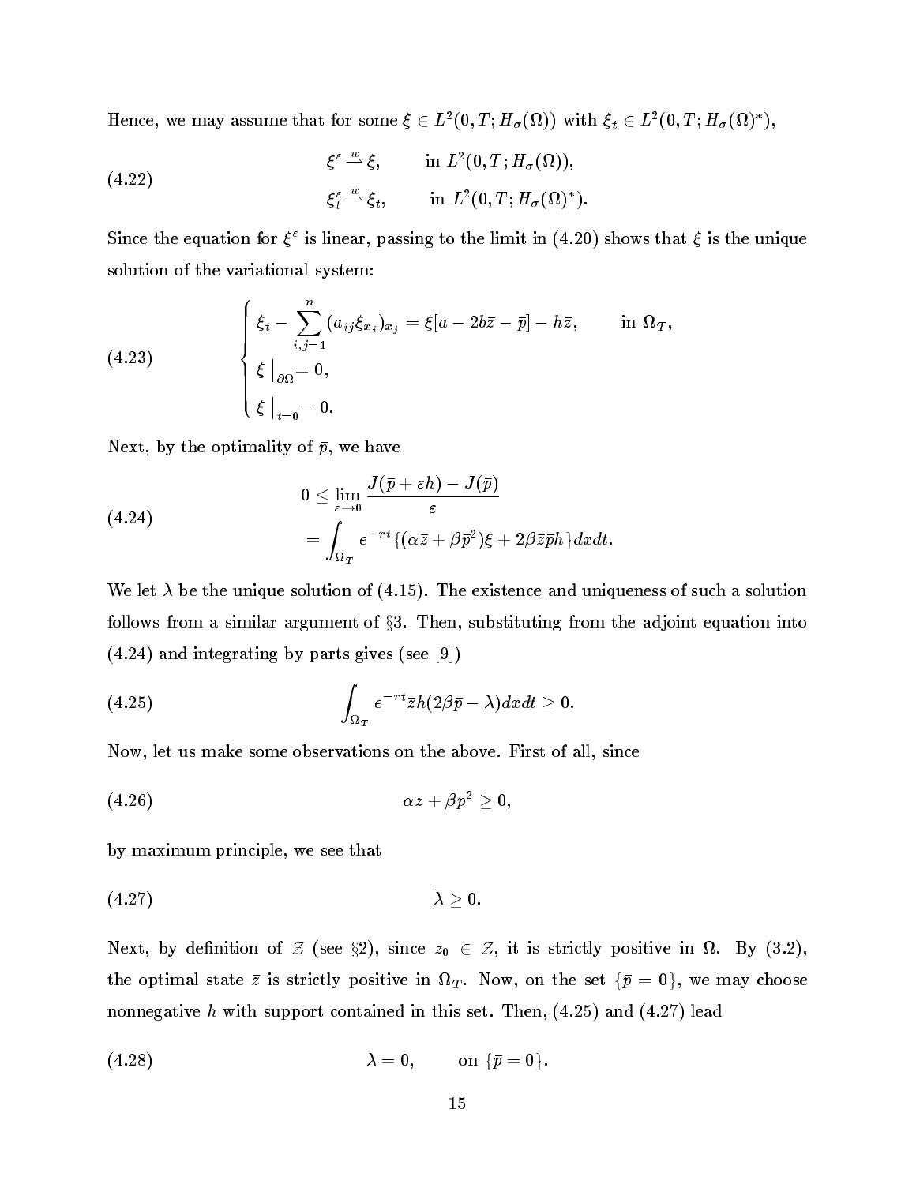Hence, we may assume that for some $\xi \in L^2(0,T;H_\sigma(\Omega))$ with $\xi_t \in L^2(0,T;H_\sigma(\Omega)^*)$,

$$
\begin{aligned}
&\xi^\varepsilon \stackrel{w}{\rightharpoonup} \xi, \qquad \text{in } L^2(0,T;H_\sigma(\Omega)), \\
&\xi_t^\varepsilon \stackrel{w}{\rightharpoonup} \xi_t, \qquad \text{in } L^2(0,T;H_\sigma(\Omega)^*).
\end{aligned}
\tag{4.22}
$$

Since the equation for $\xi^\varepsilon$ is linear, passing to the limit in (4.20) shows that $\xi$ is the unique solution of the variational system:

$$
\begin{cases}
\xi_t - \sum_{i,j=1}^n (a_{ij}\xi_{x_i})_{x_j} = \xi[a - 2b\bar{z} - \bar{p}] - h\bar{z}, & \text{in } \Omega_T, \\
\xi \big|_{\partial\Omega} = 0, \\
\xi \big|_{t=0} = 0.
\end{cases}
\tag{4.23}
$$

Next, by the optimality of $\bar{p}$, we have

$$
\begin{aligned}
0 &\le \lim_{\varepsilon \to 0} \frac{J(\bar{p}+\varepsilon h) - J(\bar{p})}{\varepsilon} \\
&= \int_{\Omega_T} e^{-rt}\{(\alpha\bar{z} + \beta\bar{p}^2)\xi + 2\beta\bar{z}\bar{p}h\}dxdt.
\end{aligned}
\tag{4.24}
$$

We let $\lambda$ be the unique solution of (4.15). The existence and uniqueness of such a solution follows from a similar argument of §3. Then, substituting from the adjoint equation into (4.24) and integrating by parts gives (see [9])

$$
\int_{\Omega_T} e^{-rt}\bar{z}h(2\beta\bar{p} - \lambda)dxdt \ge 0.
\tag{4.25}
$$

Now, let us make some observations on the above. First of all, since

$$
\alpha\bar{z} + \beta\bar{p}^2 \ge 0,
\tag{4.26}
$$

by maximum principle, we see that

$$
\bar{\lambda} \ge 0.
\tag{4.27}
$$

Next, by definition of $\mathcal{Z}$ (see §2), since $z_0 \in \mathcal{Z}$, it is strictly positive in $\Omega$. By (3.2), the optimal state $\bar{z}$ is strictly positive in $\Omega_T$. Now, on the set $\{\bar{p} = 0\}$, we may choose nonnegative $h$ with support contained in this set. Then, (4.25) and (4.27) lead

$$
\lambda = 0, \qquad \text{on } \{\bar{p} = 0\}.
\tag{4.28}
$$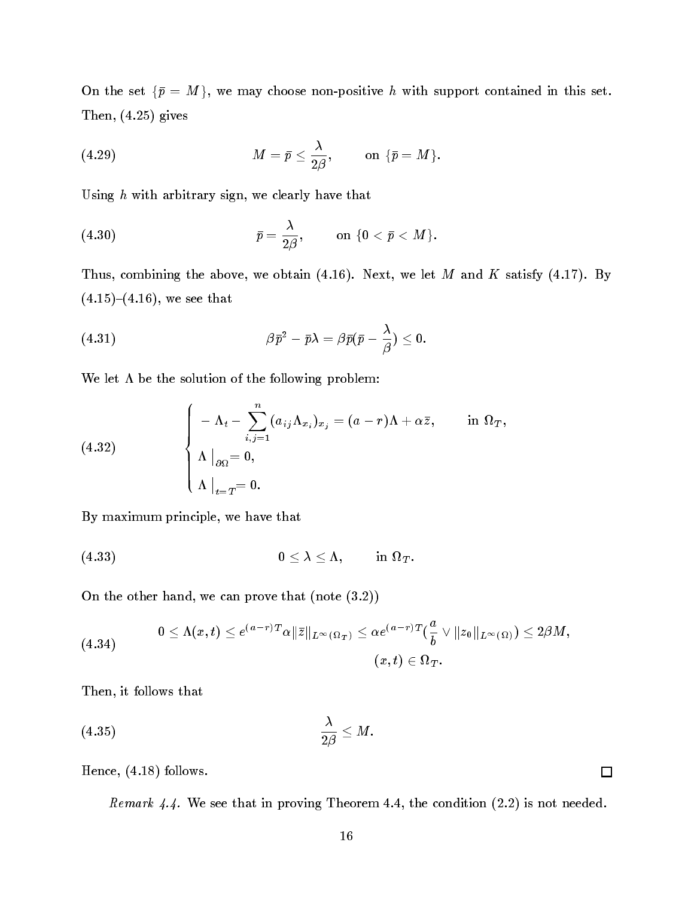On the set $\{\bar{p} = M\}$, we may choose non-positive $h$ with support contained in this set. Then, (4.25) gives

$$M = \bar{p} \leq \frac{\lambda}{2\beta}, \qquad \text{on } \{\bar{p} = M\}. \tag{4.29}$$

Using $h$ with arbitrary sign, we clearly have that

$$\bar{p} = \frac{\lambda}{2\beta}, \qquad \text{on } \{0 < \bar{p} < M\}. \tag{4.30}$$

Thus, combining the above, we obtain (4.16). Next, we let $M$ and $K$ satisfy (4.17). By (4.15)–(4.16), we see that

$$\beta\bar{p}^2 - \bar{p}\lambda = \beta\bar{p}(\bar{p} - \frac{\lambda}{\beta}) \leq 0. \tag{4.31}$$

We let $\Lambda$ be the solution of the following problem:

$$\begin{cases} -\Lambda_t - \displaystyle\sum_{i,j=1}^{n} (a_{ij}\Lambda_{x_i})_{x_j} = (a-r)\Lambda + \alpha\bar{z}, & \text{in } \Omega_T, \\ \Lambda\big|_{\partial\Omega} = 0, \\ \Lambda\big|_{t=T} = 0. \end{cases} \tag{4.32}$$

By maximum principle, we have that

$$0 \leq \lambda \leq \Lambda, \qquad \text{in } \Omega_T. \tag{4.33}$$

On the other hand, we can prove that (note (3.2))

$$0 \leq \Lambda(x,t) \leq e^{(a-r)T}\alpha\|\bar{z}\|_{L^\infty(\Omega_T)} \leq \alpha e^{(a-r)T}(\frac{a}{b} \vee \|z_0\|_{L^\infty(\Omega)}) \leq 2\beta M, \qquad (x,t) \in \Omega_T. \tag{4.34}$$

Then, it follows that

$$\frac{\lambda}{2\beta} \leq M. \tag{4.35}$$

Hence, (4.18) follows. $\square$

*Remark 4.4.* We see that in proving Theorem 4.4, the condition (2.2) is not needed.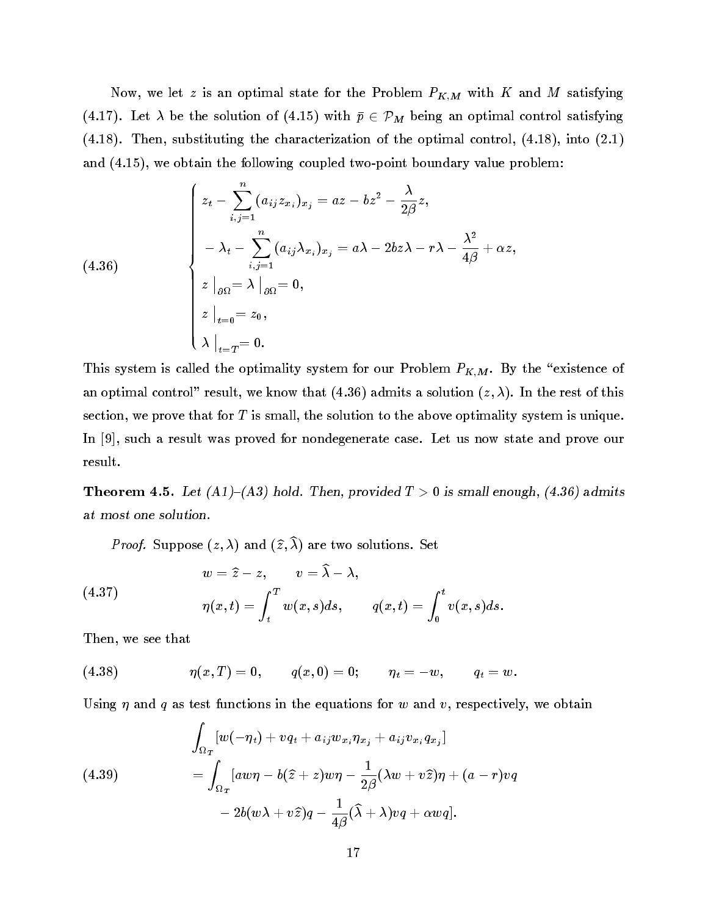Now, we let $z$ is an optimal state for the Problem $P_{K,M}$ with $K$ and $M$ satisfying (4.17). Let $\lambda$ be the solution of (4.15) with $\bar{p} \in \mathcal{P}_M$ being an optimal control satisfying (4.18). Then, substituting the characterization of the optimal control, (4.18), into (2.1) and (4.15), we obtain the following coupled two-point boundary value problem:

$$
\begin{cases}
z_t - \sum_{i,j=1}^{n} (a_{ij} z_{x_i})_{x_j} = az - bz^2 - \dfrac{\lambda}{2\beta} z, \\
-\lambda_t - \sum_{i,j=1}^{n} (a_{ij} \lambda_{x_i})_{x_j} = a\lambda - 2bz\lambda - r\lambda - \dfrac{\lambda^2}{4\beta} + \alpha z, \\
z \big|_{\partial\Omega} = \lambda \big|_{\partial\Omega} = 0, \\
z \big|_{t=0} = z_0, \\
\lambda \big|_{t=T} = 0.
\end{cases}
\tag{4.36}
$$

This system is called the optimality system for our Problem $P_{K,M}$. By the "existence of an optimal control" result, we know that (4.36) admits a solution $(z, \lambda)$. In the rest of this section, we prove that for $T$ is small, the solution to the above optimality system is unique. In [9], such a result was proved for nondegenerate case. Let us now state and prove our result.

**Theorem 4.5.** *Let (A1)–(A3) hold. Then, provided $T > 0$ is small enough, (4.36) admits at most one solution.*

*Proof.* Suppose $(z, \lambda)$ and $(\hat{z}, \hat{\lambda})$ are two solutions. Set

$$
\begin{aligned}
&w = \hat{z} - z, \qquad v = \hat{\lambda} - \lambda, \\
&\eta(x,t) = \int_t^T w(x,s)ds, \qquad q(x,t) = \int_0^t v(x,s)ds.
\end{aligned}
\tag{4.37}
$$

Then, we see that

$$
\eta(x,T) = 0, \qquad q(x,0) = 0; \qquad \eta_t = -w, \qquad q_t = w.
\tag{4.38}
$$

Using $\eta$ and $q$ as test functions in the equations for $w$ and $v$, respectively, we obtain

$$
\begin{aligned}
&\int_{\Omega_T} [w(-\eta_t) + vq_t + a_{ij} w_{x_i} \eta_{x_j} + a_{ij} v_{x_i} q_{x_j}] \\
&= \int_{\Omega_T} [aw\eta - b(\hat{z} + z)w\eta - \frac{1}{2\beta}(\lambda w + v\hat{z})\eta + (a - r)vq \\
&\qquad - 2b(w\lambda + v\hat{z})q - \frac{1}{4\beta}(\hat{\lambda} + \lambda)vq + \alpha wq].
\end{aligned}
\tag{4.39}
$$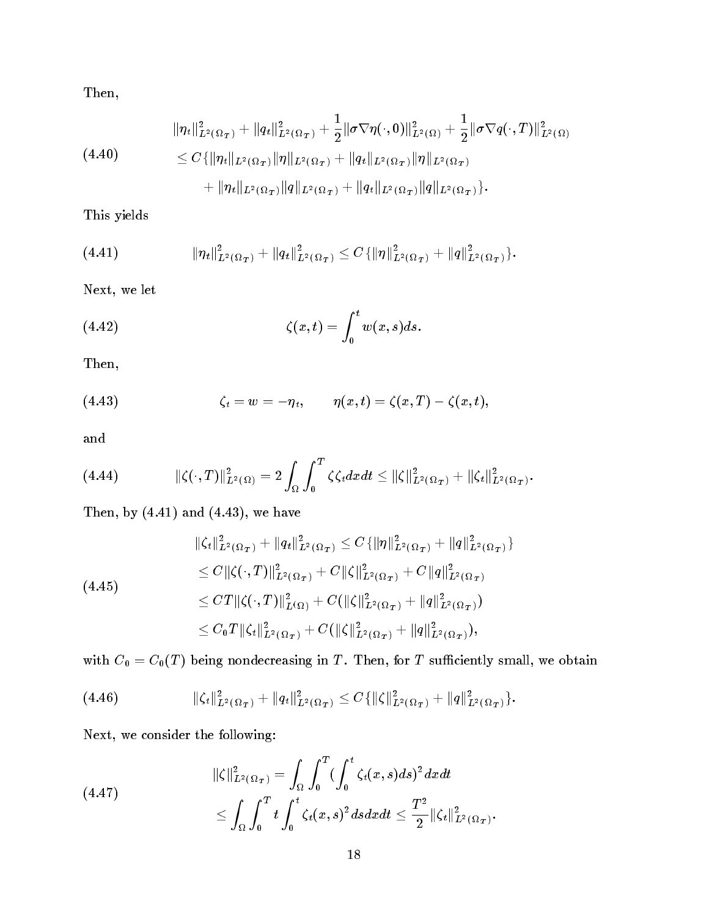Then,

$$
\begin{aligned}
&\|\eta_t\|^2_{L^2(\Omega_T)} + \|q_t\|^2_{L^2(\Omega_T)} + \frac{1}{2}\|\sigma\nabla\eta(\cdot,0)\|^2_{L^2(\Omega)} + \frac{1}{2}\|\sigma\nabla q(\cdot,T)\|^2_{L^2(\Omega)} \\
&\le C\{\|\eta_t\|_{L^2(\Omega_T)}\|\eta\|_{L^2(\Omega_T)} + \|q_t\|_{L^2(\Omega_T)}\|\eta\|_{L^2(\Omega_T)} \\
&\quad + \|\eta_t\|_{L^2(\Omega_T)}\|q\|_{L^2(\Omega_T)} + \|q_t\|_{L^2(\Omega_T)}\|q\|_{L^2(\Omega_T)}\}.
\end{aligned}
\tag{4.40}
$$

This yields

$$
\|\eta_t\|^2_{L^2(\Omega_T)} + \|q_t\|^2_{L^2(\Omega_T)} \le C\{\|\eta\|^2_{L^2(\Omega_T)} + \|q\|^2_{L^2(\Omega_T)}\}. \tag{4.41}
$$

Next, we let

$$
\zeta(x,t) = \int_0^t w(x,s)ds. \tag{4.42}
$$

Then,

$$
\zeta_t = w = -\eta_t, \qquad \eta(x,t) = \zeta(x,T) - \zeta(x,t), \tag{4.43}
$$

and

$$
\|\zeta(\cdot,T)\|^2_{L^2(\Omega)} = 2\int_\Omega\int_0^T \zeta\zeta_t dxdt \le \|\zeta\|^2_{L^2(\Omega_T)} + \|\zeta_t\|^2_{L^2(\Omega_T)}. \tag{4.44}
$$

Then, by (4.41) and (4.43), we have

$$
\begin{aligned}
\|\zeta_t\|^2_{L^2(\Omega_T)} + \|q_t\|^2_{L^2(\Omega_T)} &\le C\{\|\eta\|^2_{L^2(\Omega_T)} + \|q\|^2_{L^2(\Omega_T)}\} \\
&\le C\|\zeta(\cdot,T)\|^2_{L^2(\Omega_T)} + C\|\zeta\|^2_{L^2(\Omega_T)} + C\|q\|^2_{L^2(\Omega_T)} \\
&\le CT\|\zeta(\cdot,T)\|^2_{L(\Omega)} + C(\|\zeta\|^2_{L^2(\Omega_T)} + \|q\|^2_{L^2(\Omega_T)}) \\
&\le C_0T\|\zeta_t\|^2_{L^2(\Omega_T)} + C(\|\zeta\|^2_{L^2(\Omega_T)} + \|q\|^2_{L^2(\Omega_T)}),
\end{aligned}
\tag{4.45}
$$

with $C_0 = C_0(T)$ being nondecreasing in $T$. Then, for $T$ sufficiently small, we obtain

$$
\|\zeta_t\|^2_{L^2(\Omega_T)} + \|q_t\|^2_{L^2(\Omega_T)} \le C\{\|\zeta\|^2_{L^2(\Omega_T)} + \|q\|^2_{L^2(\Omega_T)}\}. \tag{4.46}
$$

Next, we consider the following:

$$
\begin{aligned}
\|\zeta\|^2_{L^2(\Omega_T)} &= \int_\Omega\int_0^T \left(\int_0^t \zeta_t(x,s)ds\right)^2 dxdt \\
&\le \int_\Omega\int_0^T t\int_0^t \zeta_t(x,s)^2 dsdxdt \le \frac{T^2}{2}\|\zeta_t\|^2_{L^2(\Omega_T)}.
\end{aligned}
\tag{4.47}
$$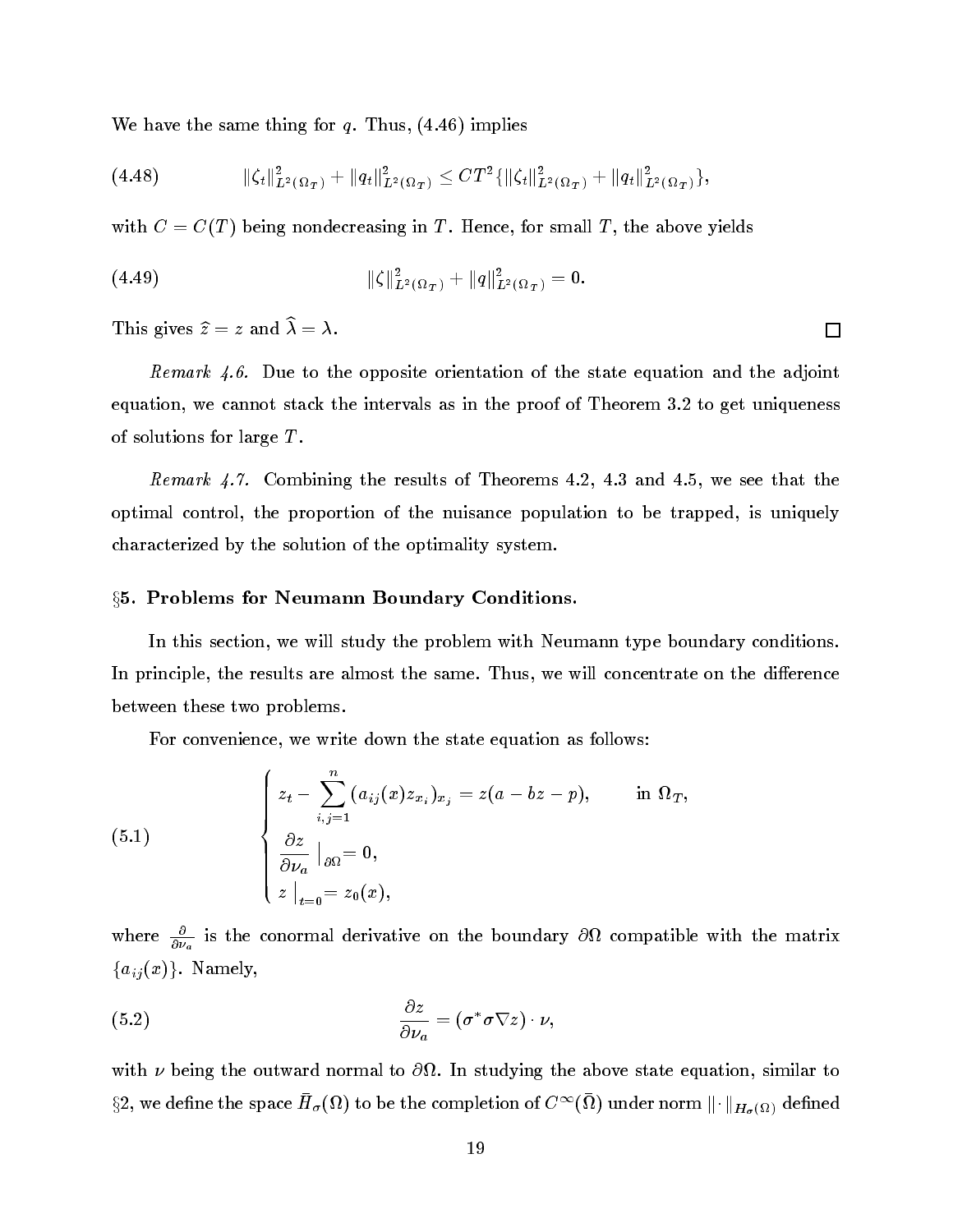We have the same thing for $q$. Thus, (4.46) implies

$$\|\zeta_t\|^2_{L^2(\Omega_T)} + \|q_t\|^2_{L^2(\Omega_T)} \le CT^2\{\|\zeta_t\|^2_{L^2(\Omega_T)} + \|q_t\|^2_{L^2(\Omega_T)}\}, \tag{4.48}$$

with $C = C(T)$ being nondecreasing in $T$. Hence, for small $T$, the above yields

$$\|\zeta\|^2_{L^2(\Omega_T)} + \|q\|^2_{L^2(\Omega_T)} = 0. \tag{4.49}$$

This gives $\widehat{z} = z$ and $\widehat{\lambda} = \lambda$. □

*Remark 4.6.* Due to the opposite orientation of the state equation and the adjoint equation, we cannot stack the intervals as in the proof of Theorem 3.2 to get uniqueness of solutions for large $T$.

*Remark 4.7.* Combining the results of Theorems 4.2, 4.3 and 4.5, we see that the optimal control, the proportion of the nuisance population to be trapped, is uniquely characterized by the solution of the optimality system.

## §5. Problems for Neumann Boundary Conditions.

In this section, we will study the problem with Neumann type boundary conditions. In principle, the results are almost the same. Thus, we will concentrate on the difference between these two problems.

For convenience, we write down the state equation as follows:

$$\begin{cases} z_t - \displaystyle\sum_{i,j=1}^{n} (a_{ij}(x) z_{x_i})_{x_j} = z(a - bz - p), & \text{in } \Omega_T, \\ \dfrac{\partial z}{\partial \nu_a} \Big|_{\partial\Omega} = 0, \\ z\,\Big|_{t=0} = z_0(x), \end{cases} \tag{5.1}$$

where $\frac{\partial}{\partial \nu_a}$ is the conormal derivative on the boundary $\partial\Omega$ compatible with the matrix $\{a_{ij}(x)\}$. Namely,

$$\frac{\partial z}{\partial \nu_a} = (\sigma^* \sigma \nabla z) \cdot \nu, \tag{5.2}$$

with $\nu$ being the outward normal to $\partial\Omega$. In studying the above state equation, similar to §2, we define the space $\bar{H}_\sigma(\Omega)$ to be the completion of $C^\infty(\bar{\Omega})$ under norm $\|\cdot\|_{H_\sigma(\Omega)}$ defined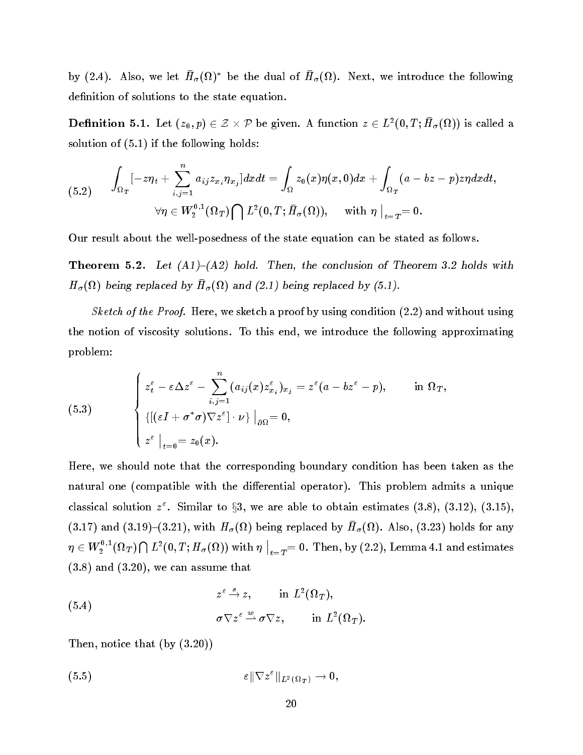by (2.4). Also, we let $\bar{H}_\sigma(\Omega)^*$ be the dual of $\bar{H}_\sigma(\Omega)$. Next, we introduce the following definition of solutions to the state equation.

**Definition 5.1.** Let $(z_0, p) \in \mathcal{Z} \times \mathcal{P}$ be given. A function $z \in L^2(0,T;\bar{H}_\sigma(\Omega))$ is called a solution of (5.1) if the following holds:

$$
\begin{aligned}
\int_{\Omega_T} [-z\eta_t + \sum_{i,j=1}^n a_{ij} z_{x_i} \eta_{x_j}] dx dt = \int_\Omega z_0(x)\eta(x,0)dx + \int_{\Omega_T} (a - bz - p) z\eta dx dt, \\
\forall \eta \in W_2^{0,1}(\Omega_T) \bigcap L^2(0,T;\bar{H}_\sigma(\Omega)), \quad \text{with } \eta \big|_{t=T} = 0.
\end{aligned}
\tag{5.2}
$$

Our result about the well-posedness of the state equation can be stated as follows.

**Theorem 5.2.** *Let (A1)–(A2) hold. Then, the conclusion of Theorem 3.2 holds with $H_\sigma(\Omega)$ being replaced by $\bar{H}_\sigma(\Omega)$ and (2.1) being replaced by (5.1).*

*Sketch of the Proof.* Here, we sketch a proof by using condition (2.2) and without using the notion of viscosity solutions. To this end, we introduce the following approximating problem:

$$
\begin{cases}
z_t^\varepsilon - \varepsilon \Delta z^\varepsilon - \sum_{i,j=1}^n (a_{ij}(x) z_{x_i}^\varepsilon)_{x_j} = z^\varepsilon (a - bz^\varepsilon - p), & \text{in } \Omega_T, \\
\{[(\varepsilon I + \sigma^* \sigma)\nabla z^\varepsilon] \cdot \nu\} \big|_{\partial\Omega} = 0, \\
z^\varepsilon \big|_{t=0} = z_0(x).
\end{cases}
\tag{5.3}
$$

Here, we should note that the corresponding boundary condition has been taken as the natural one (compatible with the differential operator). This problem admits a unique classical solution $z^\varepsilon$. Similar to §3, we are able to obtain estimates (3.8), (3.12), (3.15), (3.17) and (3.19)–(3.21), with $H_\sigma(\Omega)$ being replaced by $\bar{H}_\sigma(\Omega)$. Also, (3.23) holds for any $\eta \in W_2^{0,1}(\Omega_T) \bigcap L^2(0,T;H_\sigma(\Omega))$ with $\eta \big|_{t=T} = 0$. Then, by (2.2), Lemma 4.1 and estimates (3.8) and (3.20), we can assume that

$$
\begin{aligned}
z^\varepsilon &\xrightarrow{s} z, \qquad \text{in } L^2(\Omega_T), \\
\sigma \nabla z^\varepsilon &\xrightarrow{w} \sigma \nabla z, \qquad \text{in } L^2(\Omega_T).
\end{aligned}
\tag{5.4}
$$

Then, notice that (by (3.20))

$$
\varepsilon \|\nabla z^\varepsilon\|_{L^2(\Omega_T)} \to 0,
\tag{5.5}
$$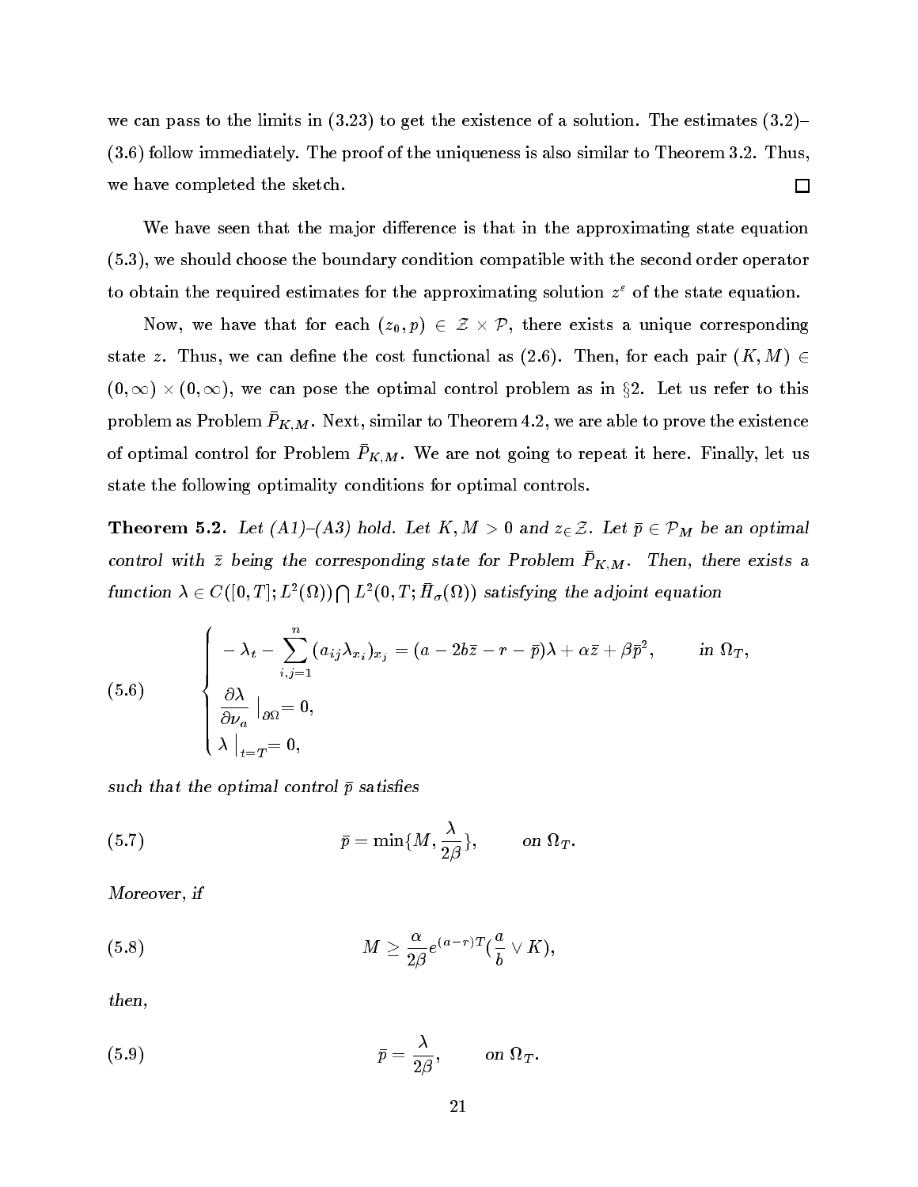we can pass to the limits in (3.23) to get the existence of a solution. The estimates (3.2)–(3.6) follow immediately. The proof of the uniqueness is also similar to Theorem 3.2. Thus, we have completed the sketch. $\square$

We have seen that the major difference is that in the approximating state equation (5.3), we should choose the boundary condition compatible with the second order operator to obtain the required estimates for the approximating solution $z^\varepsilon$ of the state equation.

Now, we have that for each $(z_0, p) \in \mathcal{Z} \times \mathcal{P}$, there exists a unique corresponding state $z$. Thus, we can define the cost functional as (2.6). Then, for each pair $(K, M) \in (0, \infty) \times (0, \infty)$, we can pose the optimal control problem as in §2. Let us refer to this problem as Problem $\bar{P}_{K,M}$. Next, similar to Theorem 4.2, we are able to prove the existence of optimal control for Problem $\bar{P}_{K,M}$. We are not going to repeat it here. Finally, let us state the following optimality conditions for optimal controls.

**Theorem 5.2.** *Let (A1)–(A3) hold. Let $K, M > 0$ and $z \in \mathcal{Z}$. Let $\bar{p} \in \mathcal{P}_M$ be an optimal control with $\bar{z}$ being the corresponding state for Problem $\bar{P}_{K,M}$. Then, there exists a function $\lambda \in C([0,T]; L^2(\Omega)) \bigcap L^2(0,T; \bar{H}_\sigma(\Omega))$ satisfying the adjoint equation*

$$
\left\{
\begin{aligned}
& -\lambda_t - \sum_{i,j=1}^{n} (a_{ij}\lambda_{x_i})_{x_j} = (a - 2b\bar{z} - r - \bar{p})\lambda + \alpha \bar{z} + \beta \bar{p}^2, \qquad \text{in } \Omega_T, \\
& \frac{\partial \lambda}{\partial \nu_a} \Big|_{\partial\Omega} = 0, \\
& \lambda \Big|_{t=T} = 0,
\end{aligned}
\right.
\tag{5.6}
$$

*such that the optimal control $\bar{p}$ satisfies*

$$
\bar{p} = \min\{M, \frac{\lambda}{2\beta}\}, \qquad \text{on } \Omega_T. \tag{5.7}
$$

*Moreover, if*

$$
M \geq \frac{\alpha}{2\beta} e^{(a-r)T} (\frac{a}{b} \vee K), \tag{5.8}
$$

*then,*

$$
\bar{p} = \frac{\lambda}{2\beta}, \qquad \text{on } \Omega_T. \tag{5.9}
$$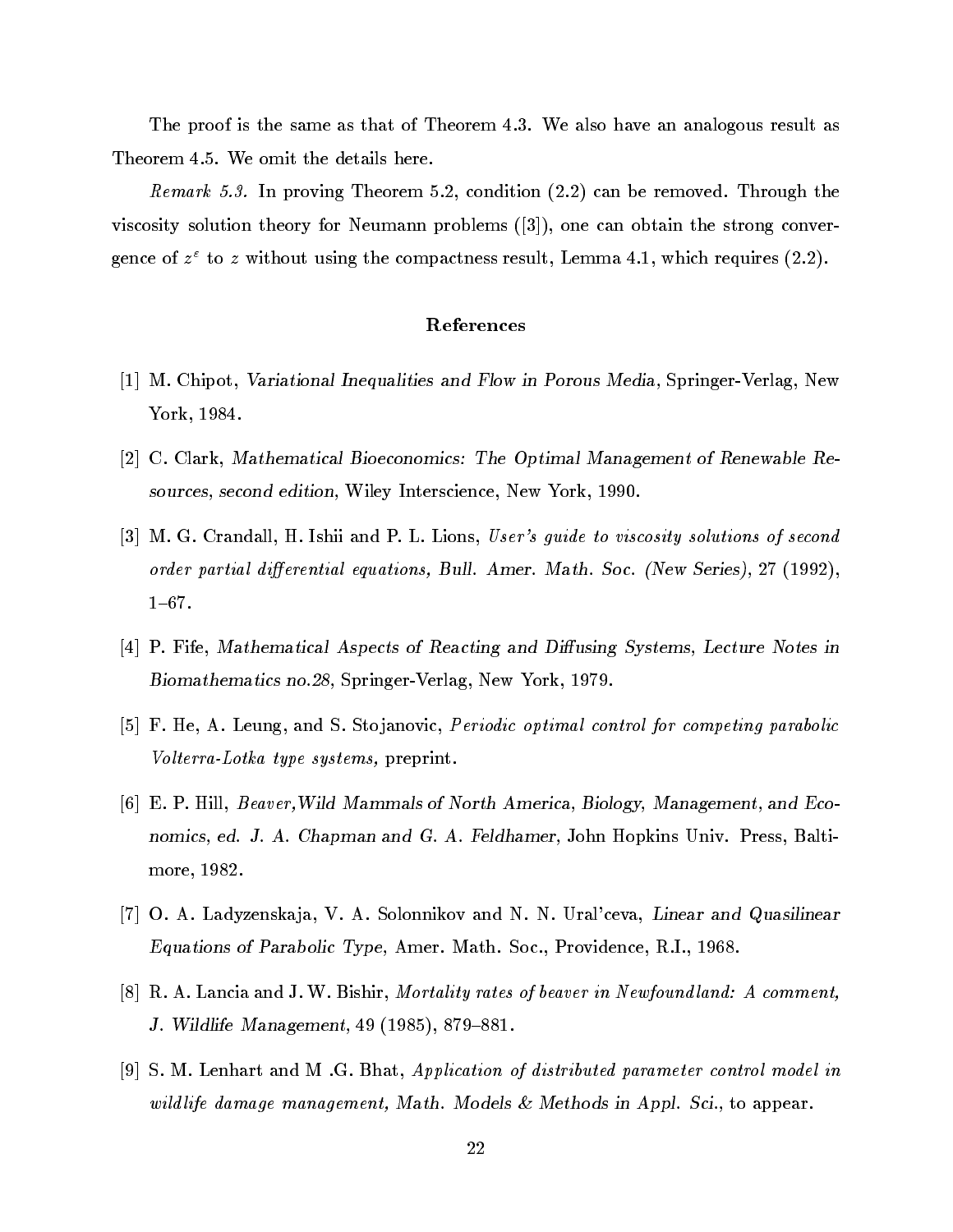The proof is the same as that of Theorem 4.3. We also have an analogous result as Theorem 4.5. We omit the details here.

*Remark 5.3.* In proving Theorem 5.2, condition (2.2) can be removed. Through the viscosity solution theory for Neumann problems ([3]), one can obtain the strong convergence of $z^\varepsilon$ to $z$ without using the compactness result, Lemma 4.1, which requires (2.2).

## References

[1] M. Chipot, *Variational Inequalities and Flow in Porous Media*, Springer-Verlag, New York, 1984.

[2] C. Clark, *Mathematical Bioeconomics: The Optimal Management of Renewable Resources, second edition*, Wiley Interscience, New York, 1990.

[3] M. G. Crandall, H. Ishii and P. L. Lions, *User's guide to viscosity solutions of second order partial differential equations, Bull. Amer. Math. Soc. (New Series)*, 27 (1992), 1–67.

[4] P. Fife, *Mathematical Aspects of Reacting and Diffusing Systems, Lecture Notes in Biomathematics no.28*, Springer-Verlag, New York, 1979.

[5] F. He, A. Leung, and S. Stojanovic, *Periodic optimal control for competing parabolic Volterra-Lotka type systems,* preprint.

[6] E. P. Hill, *Beaver,Wild Mammals of North America, Biology, Management, and Economics, ed. J. A. Chapman and G. A. Feldhamer*, John Hopkins Univ. Press, Baltimore, 1982.

[7] O. A. Ladyzenskaja, V. A. Solonnikov and N. N. Ural'ceva, *Linear and Quasilinear Equations of Parabolic Type,* Amer. Math. Soc., Providence, R.I., 1968.

[8] R. A. Lancia and J. W. Bishir, *Mortality rates of beaver in Newfoundland: A comment, J. Wildlife Management*, 49 (1985), 879–881.

[9] S. M. Lenhart and M .G. Bhat, *Application of distributed parameter control model in wildlife damage management, Math. Models & Methods in Appl. Sci.*, to appear.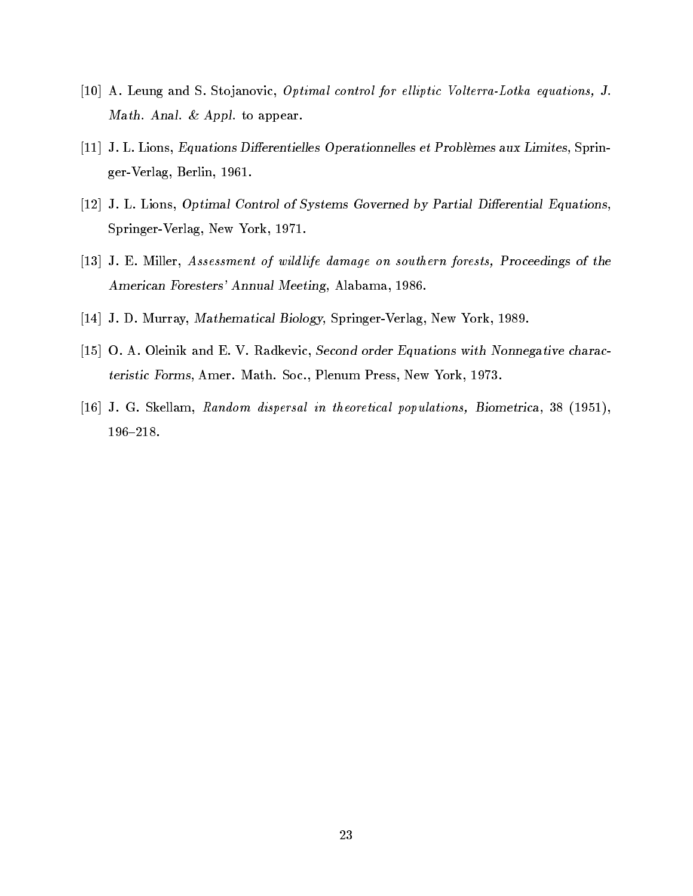[10] A. Leung and S. Stojanovic, *Optimal control for elliptic Volterra-Lotka equations, J. Math. Anal. & Appl.* to appear.

[11] J. L. Lions, *Equations Differentielles Operationnelles et Problèmes aux Limites*, Springer-Verlag, Berlin, 1961.

[12] J. L. Lions, *Optimal Control of Systems Governed by Partial Differential Equations*, Springer-Verlag, New York, 1971.

[13] J. E. Miller, *Assessment of wildlife damage on southern forests, Proceedings of the American Foresters' Annual Meeting*, Alabama, 1986.

[14] J. D. Murray, *Mathematical Biology*, Springer-Verlag, New York, 1989.

[15] O. A. Oleinik and E. V. Radkevic, *Second order Equations with Nonnegative characteristic Forms*, Amer. Math. Soc., Plenum Press, New York, 1973.

[16] J. G. Skellam, *Random dispersal in theoretical populations, Biometrica*, 38 (1951), 196–218.